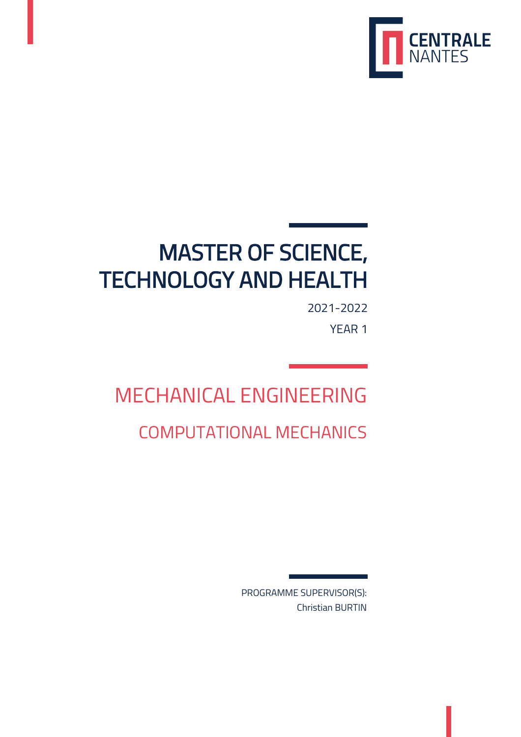CENTRALE NANTES

# MASTER OF SCIENCE, TECHNOLOGY AND HEALTH

2021-2022

YEAR 1

## MECHANICAL ENGINEERING

## COMPUTATIONAL MECHANICS

PROGRAMME SUPERVISOR(S):
Christian BURTIN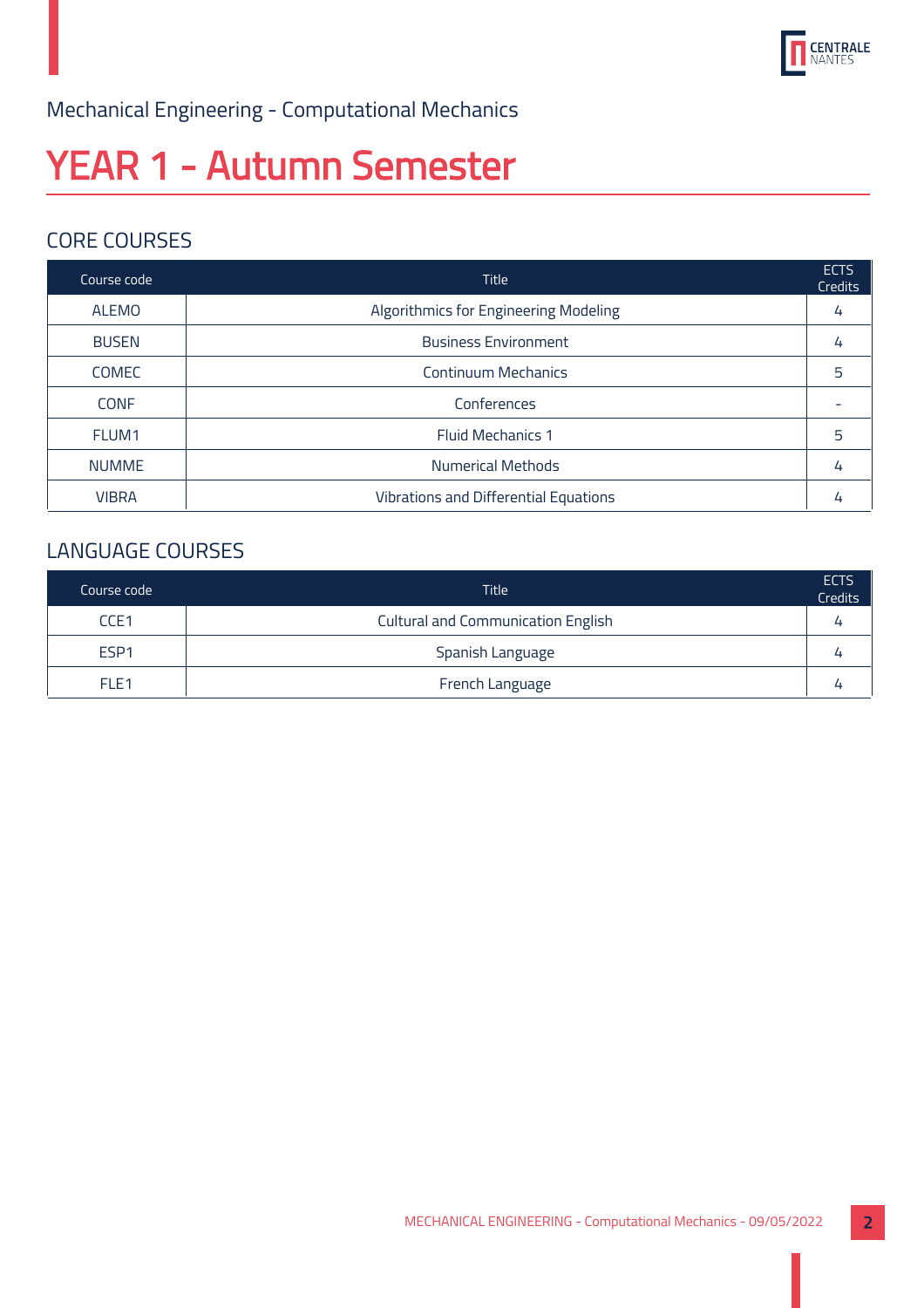Mechanical Engineering - Computational Mechanics

# YEAR 1 - Autumn Semester

## CORE COURSES

| Course code | Title | ECTS Credits |
|---|---|---|
| ALEMO | Algorithmics for Engineering Modeling | 4 |
| BUSEN | Business Environment | 4 |
| COMEC | Continuum Mechanics | 5 |
| CONF | Conferences | - |
| FLUM1 | Fluid Mechanics 1 | 5 |
| NUMME | Numerical Methods | 4 |
| VIBRA | Vibrations and Differential Equations | 4 |

## LANGUAGE COURSES

| Course code | Title | ECTS Credits |
|---|---|---|
| CCE1 | Cultural and Communication English | 4 |
| ESP1 | Spanish Language | 4 |
| FLE1 | French Language | 4 |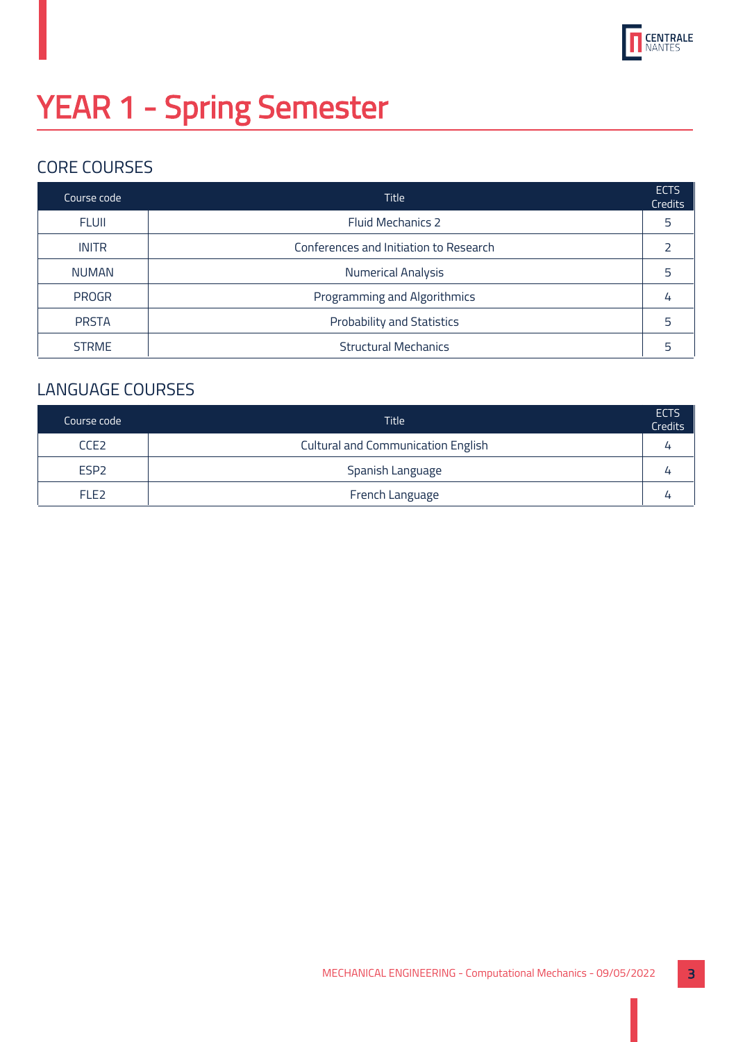# YEAR 1 - Spring Semester

## CORE COURSES

| Course code | Title | ECTS Credits |
|---|---|---|
| FLUII | Fluid Mechanics 2 | 5 |
| INITR | Conferences and Initiation to Research | 2 |
| NUMAN | Numerical Analysis | 5 |
| PROGR | Programming and Algorithmics | 4 |
| PRSTA | Probability and Statistics | 5 |
| STRME | Structural Mechanics | 5 |

## LANGUAGE COURSES

| Course code | Title | ECTS Credits |
|---|---|---|
| CCE2 | Cultural and Communication English | 4 |
| ESP2 | Spanish Language | 4 |
| FLE2 | French Language | 4 |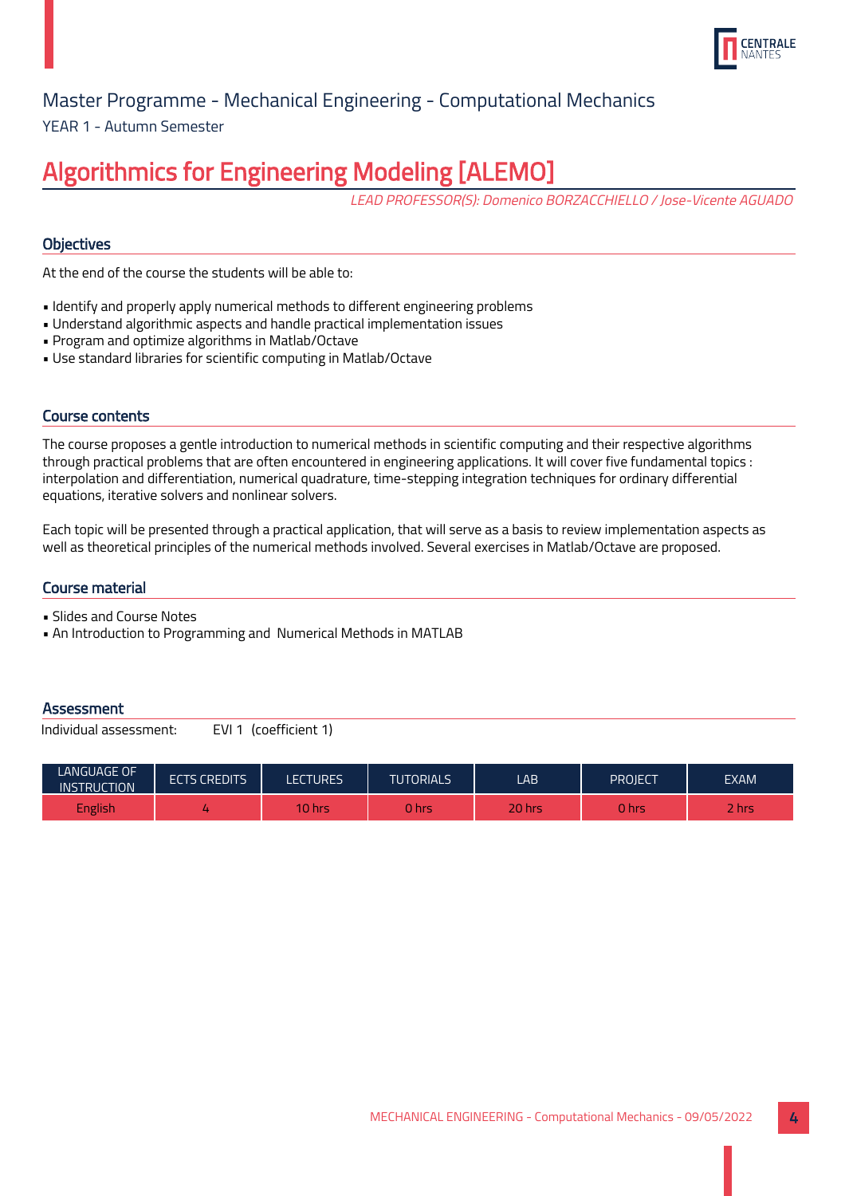Master Programme - Mechanical Engineering - Computational Mechanics

YEAR 1 - Autumn Semester

# Algorithmics for Engineering Modeling [ALEMO]

*LEAD PROFESSOR(S): Domenico BORZACCHIELLO / Jose-Vicente AGUADO*

## Objectives

At the end of the course the students will be able to:

- Identify and properly apply numerical methods to different engineering problems
- Understand algorithmic aspects and handle practical implementation issues
- Program and optimize algorithms in Matlab/Octave
- Use standard libraries for scientific computing in Matlab/Octave

## Course contents

The course proposes a gentle introduction to numerical methods in scientific computing and their respective algorithms through practical problems that are often encountered in engineering applications. It will cover five fundamental topics : interpolation and differentiation, numerical quadrature, time-stepping integration techniques for ordinary differential equations, iterative solvers and nonlinear solvers.

Each topic will be presented through a practical application, that will serve as a basis to review implementation aspects as well as theoretical principles of the numerical methods involved. Several exercises in Matlab/Octave are proposed.

## Course material

- Slides and Course Notes
- An Introduction to Programming and Numerical Methods in MATLAB

## Assessment

Individual assessment: EVI 1 (coefficient 1)

| LANGUAGE OF INSTRUCTION | ECTS CREDITS | LECTURES | TUTORIALS | LAB | PROJECT | EXAM |
|---|---|---|---|---|---|---|
| English | 4 | 10 hrs | 0 hrs | 20 hrs | 0 hrs | 2 hrs |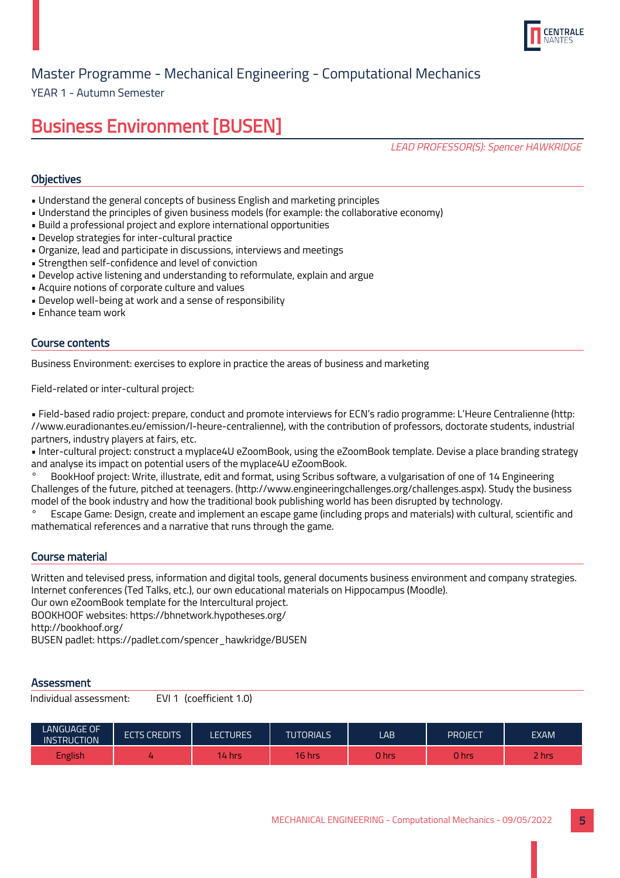Master Programme - Mechanical Engineering - Computational Mechanics

YEAR 1 - Autumn Semester

# Business Environment [BUSEN]

*LEAD PROFESSOR(S): Spencer HAWKRIDGE*

## Objectives

- Understand the general concepts of business English and marketing principles
- Understand the principles of given business models (for example: the collaborative economy)
- Build a professional project and explore international opportunities
- Develop strategies for inter-cultural practice
- Organize, lead and participate in discussions, interviews and meetings
- Strengthen self-confidence and level of conviction
- Develop active listening and understanding to reformulate, explain and argue
- Acquire notions of corporate culture and values
- Develop well-being at work and a sense of responsibility
- Enhance team work

## Course contents

Business Environment: exercises to explore in practice the areas of business and marketing

Field-related or inter-cultural project:

- Field-based radio project: prepare, conduct and promote interviews for ECN's radio programme: L'Heure Centralienne (http://www.euradionantes.eu/emission/l-heure-centralienne), with the contribution of professors, doctorate students, industrial partners, industry players at fairs, etc.
- Inter-cultural project: construct a myplace4U eZoomBook, using the eZoomBook template. Devise a place branding strategy and analyse its impact on potential users of the myplace4U eZoomBook.
  - BookHoof project: Write, illustrate, edit and format, using Scribus software, a vulgarisation of one of 14 Engineering Challenges of the future, pitched at teenagers. (http://www.engineeringchallenges.org/challenges.aspx). Study the business model of the book industry and how the traditional book publishing world has been disrupted by technology.
  - Escape Game: Design, create and implement an escape game (including props and materials) with cultural, scientific and mathematical references and a narrative that runs through the game.

## Course material

Written and televised press, information and digital tools, general documents business environment and company strategies. Internet conferences (Ted Talks, etc.), our own educational materials on Hippocampus (Moodle).
Our own eZoomBook template for the Intercultural project.
BOOKHOOF websites: https://bhnetwork.hypotheses.org/
http://bookhoof.org/
BUSEN padlet: https://padlet.com/spencer_hawkridge/BUSEN

## Assessment

Individual assessment: EVI 1 (coefficient 1.0)

| LANGUAGE OF INSTRUCTION | ECTS CREDITS | LECTURES | TUTORIALS | LAB | PROJECT | EXAM |
|---|---|---|---|---|---|---|
| English | 4 | 14 hrs | 16 hrs | 0 hrs | 0 hrs | 2 hrs |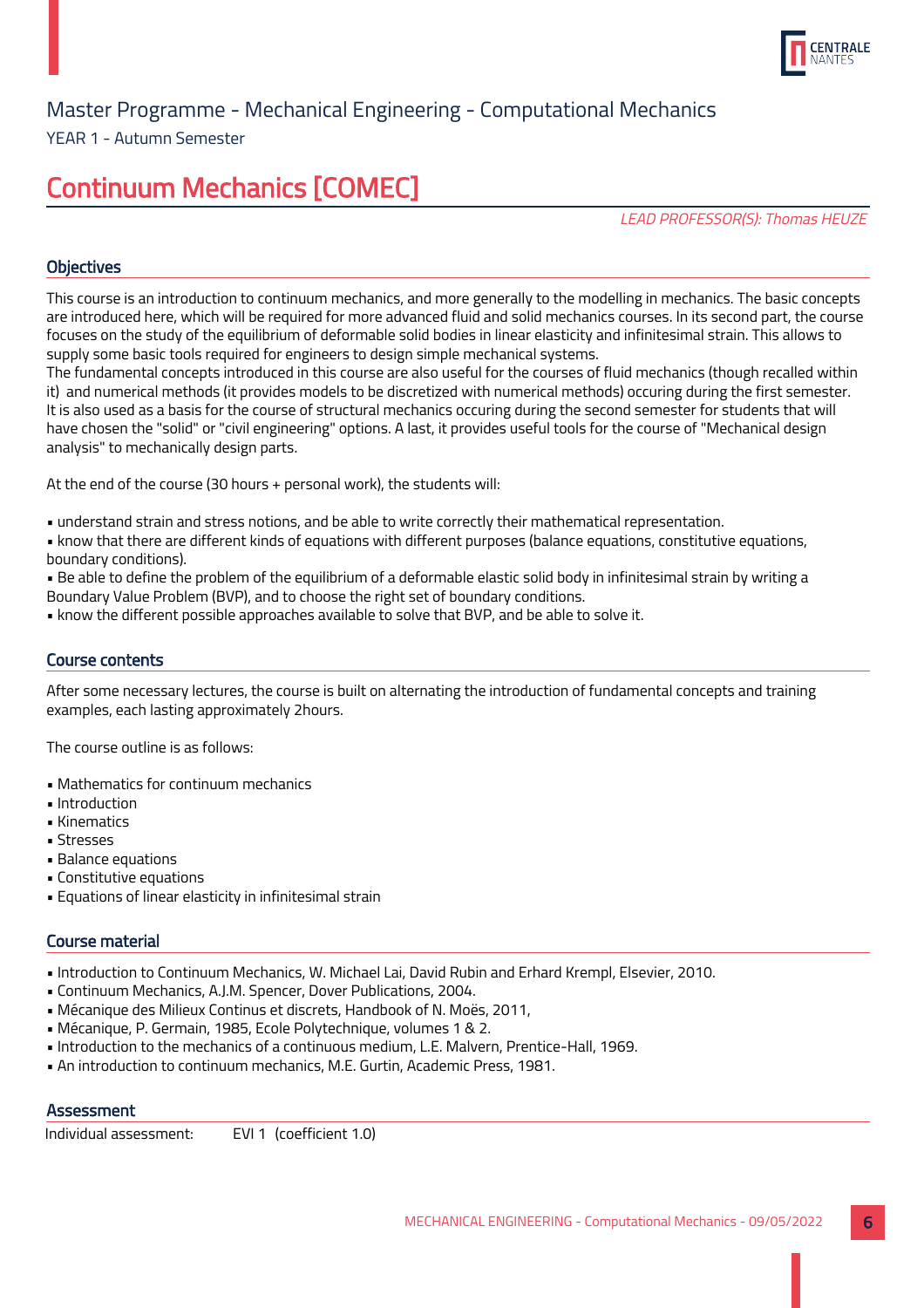Master Programme - Mechanical Engineering - Computational Mechanics

YEAR 1 - Autumn Semester

# Continuum Mechanics [COMEC]

*LEAD PROFESSOR(S): Thomas HEUZE*

## Objectives

This course is an introduction to continuum mechanics, and more generally to the modelling in mechanics. The basic concepts are introduced here, which will be required for more advanced fluid and solid mechanics courses. In its second part, the course focuses on the study of the equilibrium of deformable solid bodies in linear elasticity and infinitesimal strain. This allows to supply some basic tools required for engineers to design simple mechanical systems.
The fundamental concepts introduced in this course are also useful for the courses of fluid mechanics (though recalled within it) and numerical methods (it provides models to be discretized with numerical methods) occuring during the first semester. It is also used as a basis for the course of structural mechanics occuring during the second semester for students that will have chosen the "solid" or "civil engineering" options. A last, it provides useful tools for the course of "Mechanical design analysis" to mechanically design parts.

At the end of the course (30 hours + personal work), the students will:

- understand strain and stress notions, and be able to write correctly their mathematical representation.
- know that there are different kinds of equations with different purposes (balance equations, constitutive equations, boundary conditions).
- Be able to define the problem of the equilibrium of a deformable elastic solid body in infinitesimal strain by writing a Boundary Value Problem (BVP), and to choose the right set of boundary conditions.
- know the different possible approaches available to solve that BVP, and be able to solve it.

## Course contents

After some necessary lectures, the course is built on alternating the introduction of fundamental concepts and training examples, each lasting approximately 2hours.

The course outline is as follows:

- Mathematics for continuum mechanics
- Introduction
- Kinematics
- Stresses
- Balance equations
- Constitutive equations
- Equations of linear elasticity in infinitesimal strain

## Course material

- Introduction to Continuum Mechanics, W. Michael Lai, David Rubin and Erhard Krempl, Elsevier, 2010.
- Continuum Mechanics, A.J.M. Spencer, Dover Publications, 2004.
- Mécanique des Milieux Continus et discrets, Handbook of N. Moës, 2011,
- Mécanique, P. Germain, 1985, Ecole Polytechnique, volumes 1 & 2.
- Introduction to the mechanics of a continuous medium, L.E. Malvern, Prentice-Hall, 1969.
- An introduction to continuum mechanics, M.E. Gurtin, Academic Press, 1981.

## Assessment

Individual assessment: EVI 1 (coefficient 1.0)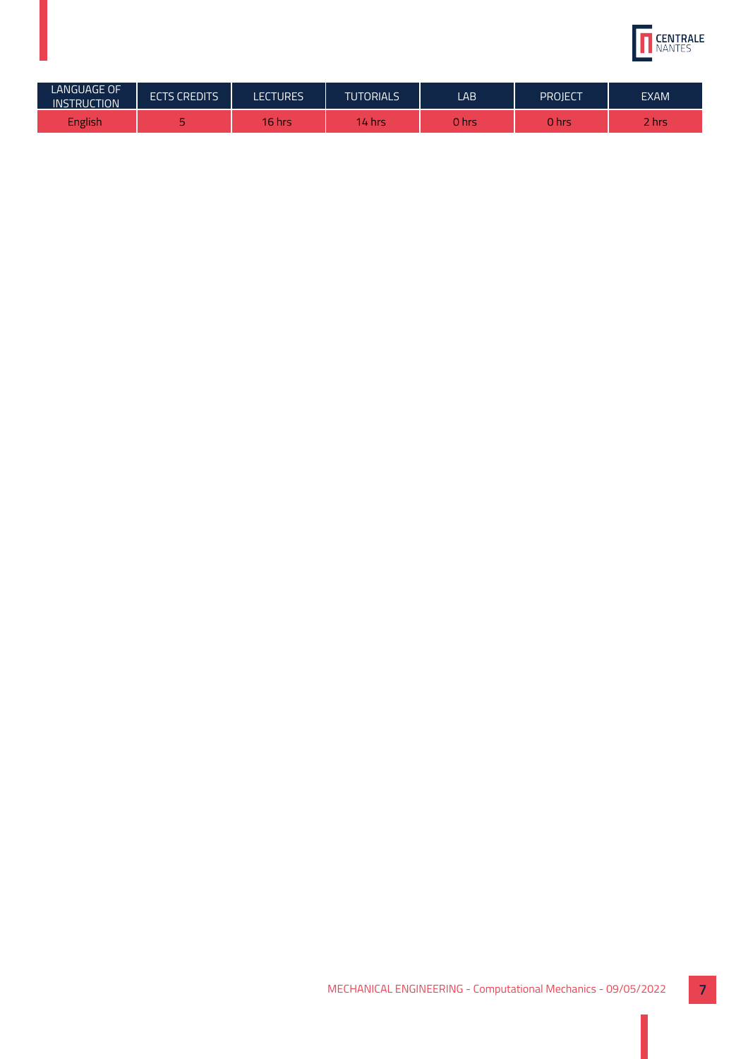| LANGUAGE OF INSTRUCTION | ECTS CREDITS | LECTURES | TUTORIALS | LAB | PROJECT | EXAM |
| --- | --- | --- | --- | --- | --- | --- |
| English | 5 | 16 hrs | 14 hrs | 0 hrs | 0 hrs | 2 hrs |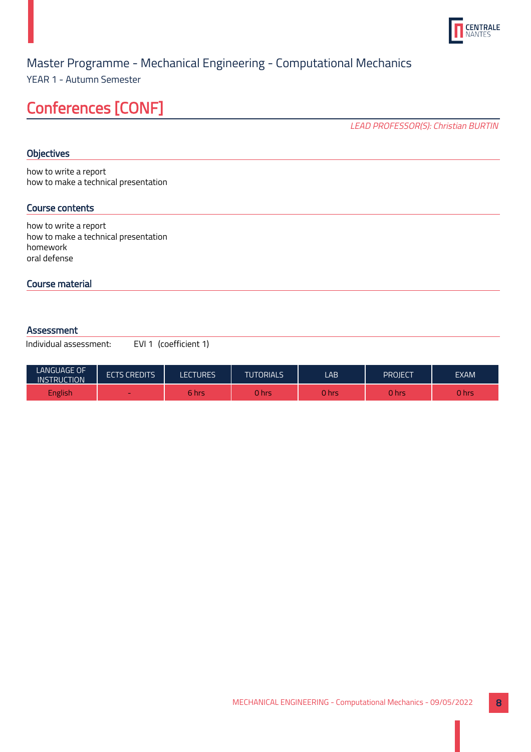Master Programme - Mechanical Engineering - Computational Mechanics

YEAR 1 - Autumn Semester

# Conferences [CONF]

*LEAD PROFESSOR(S): Christian BURTIN*

## Objectives

how to write a report
how to make a technical presentation

## Course contents

how to write a report
how to make a technical presentation
homework
oral defense

## Course material

## Assessment

Individual assessment: EVI 1 (coefficient 1)

| LANGUAGE OF INSTRUCTION | ECTS CREDITS | LECTURES | TUTORIALS | LAB | PROJECT | EXAM |
|---|---|---|---|---|---|---|
| English | - | 6 hrs | 0 hrs | 0 hrs | 0 hrs | 0 hrs |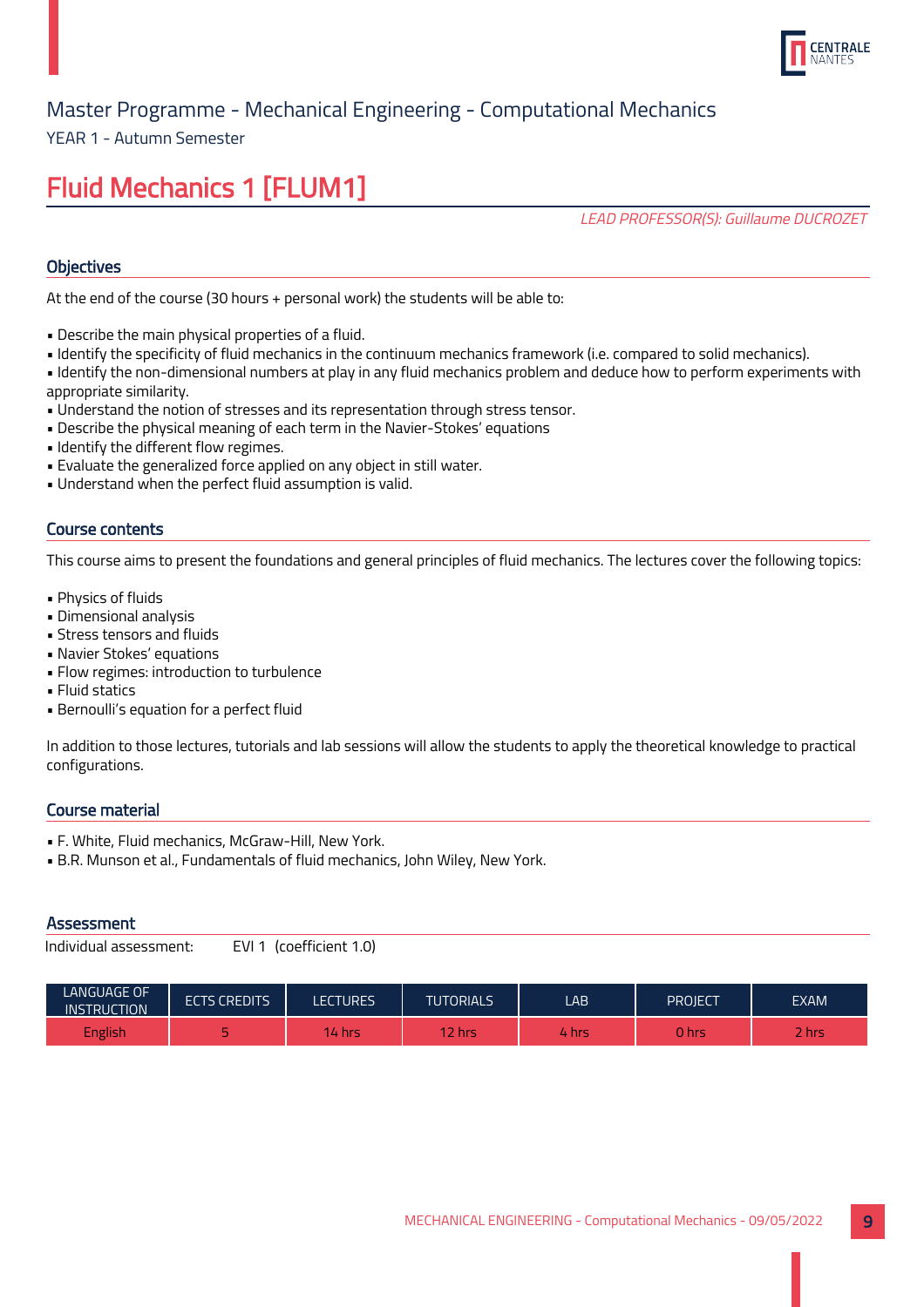Master Programme - Mechanical Engineering - Computational Mechanics

YEAR 1 - Autumn Semester

# Fluid Mechanics 1 [FLUM1]

*LEAD PROFESSOR(S): Guillaume DUCROZET*

## Objectives

At the end of the course (30 hours + personal work) the students will be able to:

- Describe the main physical properties of a fluid.
- Identify the specificity of fluid mechanics in the continuum mechanics framework (i.e. compared to solid mechanics).
- Identify the non-dimensional numbers at play in any fluid mechanics problem and deduce how to perform experiments with appropriate similarity.
- Understand the notion of stresses and its representation through stress tensor.
- Describe the physical meaning of each term in the Navier-Stokes' equations
- Identify the different flow regimes.
- Evaluate the generalized force applied on any object in still water.
- Understand when the perfect fluid assumption is valid.

## Course contents

This course aims to present the foundations and general principles of fluid mechanics. The lectures cover the following topics:

- Physics of fluids
- Dimensional analysis
- Stress tensors and fluids
- Navier Stokes' equations
- Flow regimes: introduction to turbulence
- Fluid statics
- Bernoulli's equation for a perfect fluid

In addition to those lectures, tutorials and lab sessions will allow the students to apply the theoretical knowledge to practical configurations.

## Course material

- F. White, Fluid mechanics, McGraw-Hill, New York.
- B.R. Munson et al., Fundamentals of fluid mechanics, John Wiley, New York.

## Assessment

Individual assessment: EVI 1 (coefficient 1.0)

| LANGUAGE OF INSTRUCTION | ECTS CREDITS | LECTURES | TUTORIALS | LAB | PROJECT | EXAM |
|---|---|---|---|---|---|---|
| English | 5 | 14 hrs | 12 hrs | 4 hrs | 0 hrs | 2 hrs |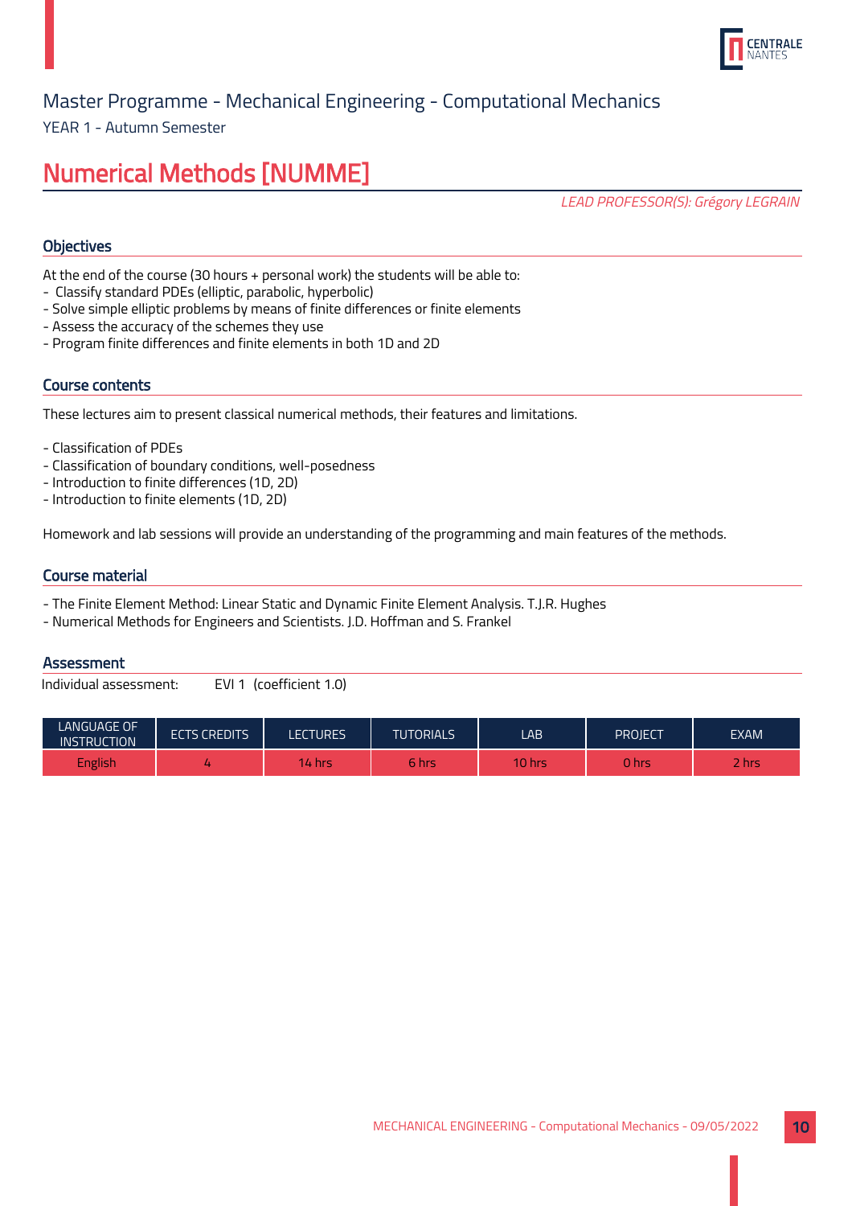Master Programme - Mechanical Engineering - Computational Mechanics

YEAR 1 - Autumn Semester

# Numerical Methods [NUMME]

*LEAD PROFESSOR(S): Grégory LEGRAIN*

## Objectives

At the end of the course (30 hours + personal work) the students will be able to:
- Classify standard PDEs (elliptic, parabolic, hyperbolic)
- Solve simple elliptic problems by means of finite differences or finite elements
- Assess the accuracy of the schemes they use
- Program finite differences and finite elements in both 1D and 2D

## Course contents

These lectures aim to present classical numerical methods, their features and limitations.

- Classification of PDEs
- Classification of boundary conditions, well-posedness
- Introduction to finite differences (1D, 2D)
- Introduction to finite elements (1D, 2D)

Homework and lab sessions will provide an understanding of the programming and main features of the methods.

## Course material

- The Finite Element Method: Linear Static and Dynamic Finite Element Analysis. T.J.R. Hughes
- Numerical Methods for Engineers and Scientists. J.D. Hoffman and S. Frankel

## Assessment

Individual assessment: EVI 1 (coefficient 1.0)

| LANGUAGE OF INSTRUCTION | ECTS CREDITS | LECTURES | TUTORIALS | LAB | PROJECT | EXAM |
|---|---|---|---|---|---|---|
| English | 4 | 14 hrs | 6 hrs | 10 hrs | 0 hrs | 2 hrs |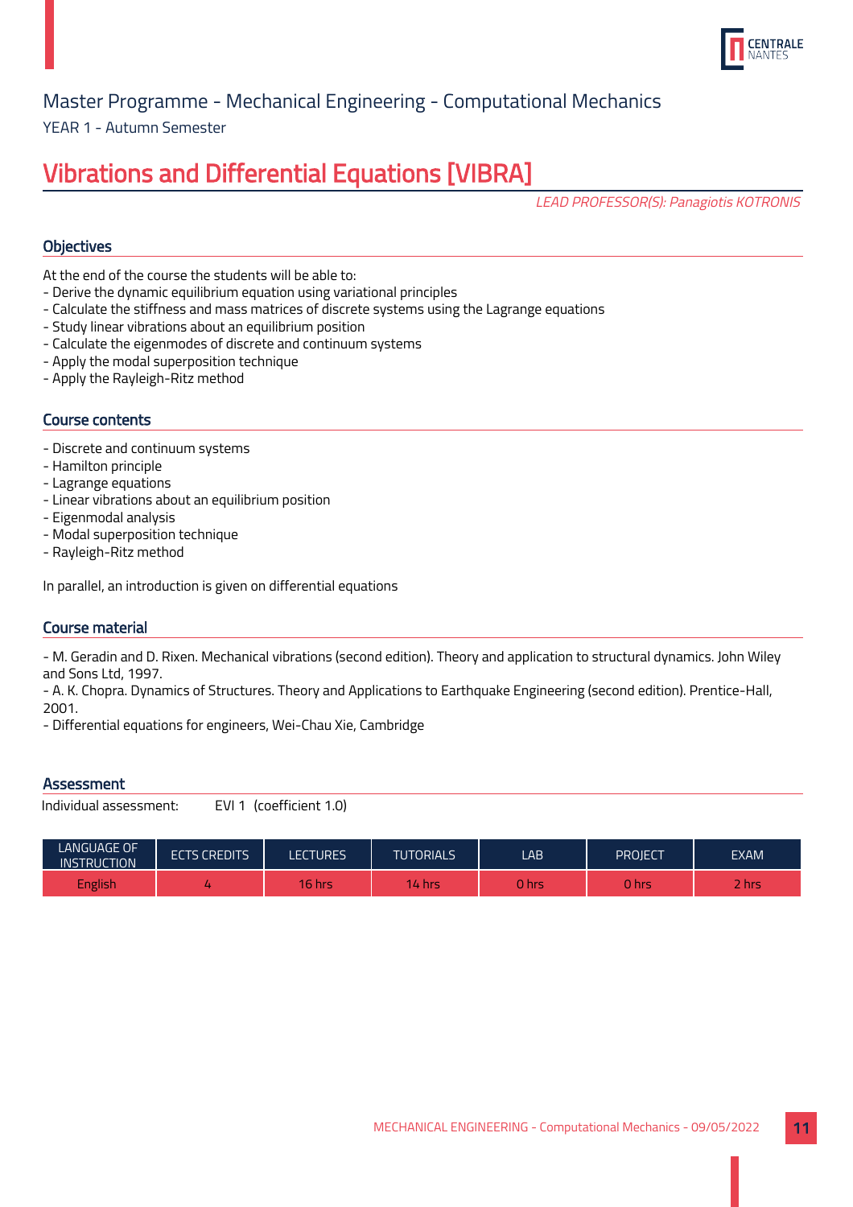Master Programme - Mechanical Engineering - Computational Mechanics

YEAR 1 - Autumn Semester

# Vibrations and Differential Equations [VIBRA]

*LEAD PROFESSOR(S): Panagiotis KOTRONIS*

## Objectives

At the end of the course the students will be able to:
- Derive the dynamic equilibrium equation using variational principles
- Calculate the stiffness and mass matrices of discrete systems using the Lagrange equations
- Study linear vibrations about an equilibrium position
- Calculate the eigenmodes of discrete and continuum systems
- Apply the modal superposition technique
- Apply the Rayleigh-Ritz method

## Course contents

- Discrete and continuum systems
- Hamilton principle
- Lagrange equations
- Linear vibrations about an equilibrium position
- Eigenmodal analysis
- Modal superposition technique
- Rayleigh-Ritz method

In parallel, an introduction is given on differential equations

## Course material

- M. Geradin and D. Rixen. Mechanical vibrations (second edition). Theory and application to structural dynamics. John Wiley and Sons Ltd, 1997.
- A. K. Chopra. Dynamics of Structures. Theory and Applications to Earthquake Engineering (second edition). Prentice-Hall, 2001.
- Differential equations for engineers, Wei-Chau Xie, Cambridge

## Assessment

Individual assessment: EVI 1 (coefficient 1.0)

| LANGUAGE OF INSTRUCTION | ECTS CREDITS | LECTURES | TUTORIALS | LAB | PROJECT | EXAM |
|---|---|---|---|---|---|---|
| English | 4 | 16 hrs | 14 hrs | 0 hrs | 0 hrs | 2 hrs |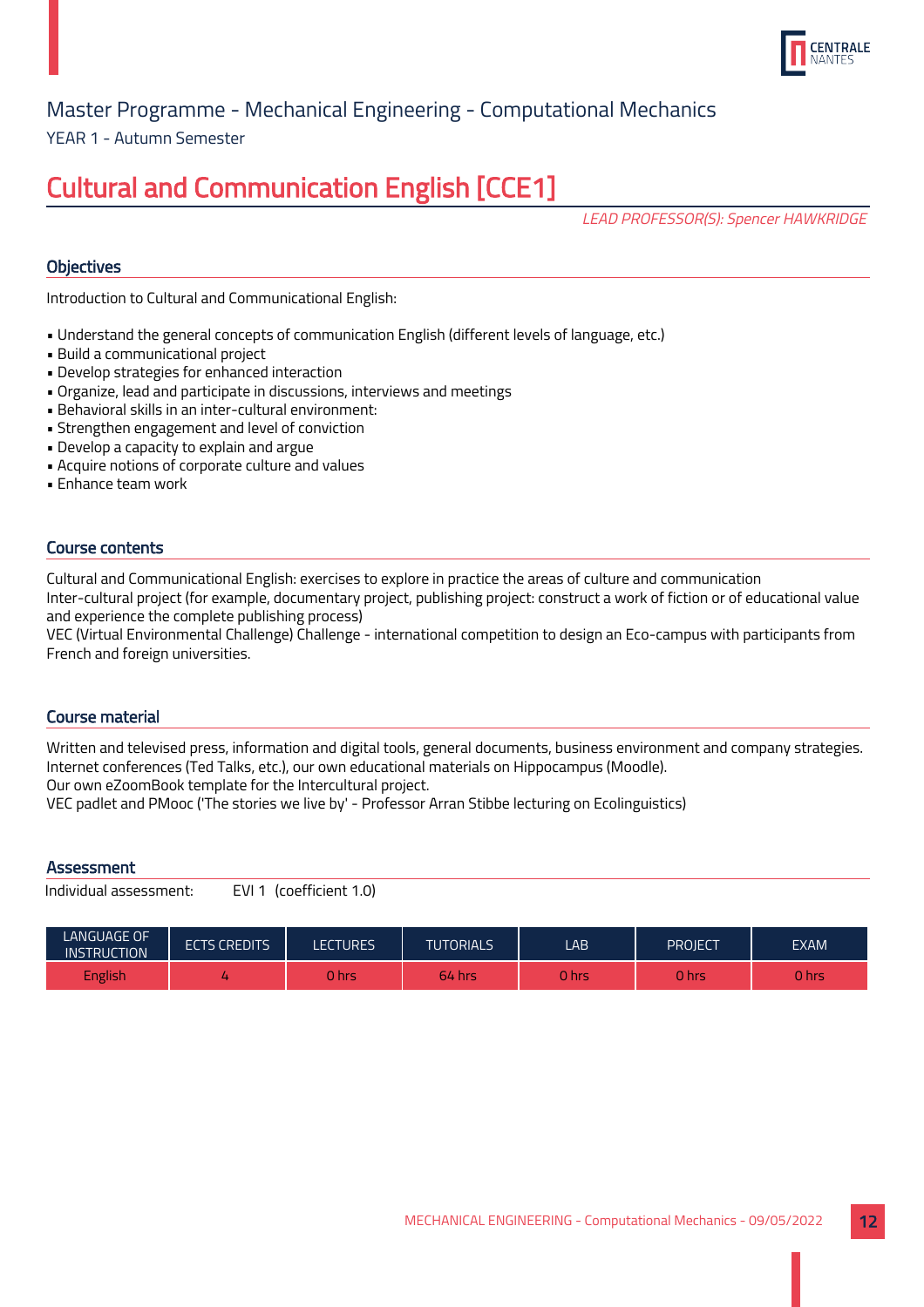Master Programme - Mechanical Engineering - Computational Mechanics

YEAR 1 - Autumn Semester

# Cultural and Communication English [CCE1]

*LEAD PROFESSOR(S): Spencer HAWKRIDGE*

## Objectives

Introduction to Cultural and Communicational English:

- Understand the general concepts of communication English (different levels of language, etc.)
- Build a communicational project
- Develop strategies for enhanced interaction
- Organize, lead and participate in discussions, interviews and meetings
- Behavioral skills in an inter-cultural environment:
- Strengthen engagement and level of conviction
- Develop a capacity to explain and argue
- Acquire notions of corporate culture and values
- Enhance team work

## Course contents

Cultural and Communicational English: exercises to explore in practice the areas of culture and communication
Inter-cultural project (for example, documentary project, publishing project: construct a work of fiction or of educational value and experience the complete publishing process)
VEC (Virtual Environmental Challenge) Challenge - international competition to design an Eco-campus with participants from French and foreign universities.

## Course material

Written and televised press, information and digital tools, general documents, business environment and company strategies.
Internet conferences (Ted Talks, etc.), our own educational materials on Hippocampus (Moodle).
Our own eZoomBook template for the Intercultural project.
VEC padlet and PMooc ('The stories we live by' - Professor Arran Stibbe lecturing on Ecolinguistics)

## Assessment

Individual assessment: EVI 1 (coefficient 1.0)

| LANGUAGE OF INSTRUCTION | ECTS CREDITS | LECTURES | TUTORIALS | LAB | PROJECT | EXAM |
|---|---|---|---|---|---|---|
| English | 4 | 0 hrs | 64 hrs | 0 hrs | 0 hrs | 0 hrs |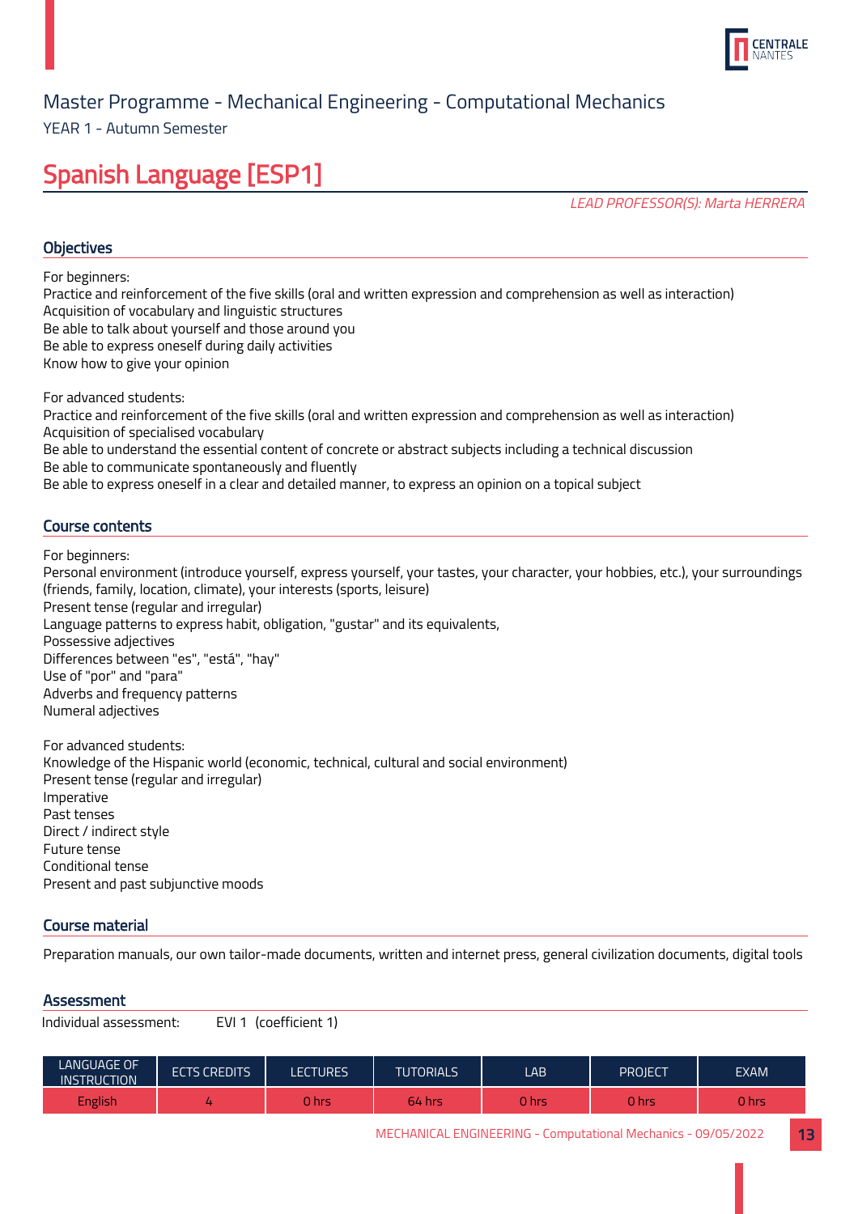Master Programme - Mechanical Engineering - Computational Mechanics

YEAR 1 - Autumn Semester

# Spanish Language [ESP1]

*LEAD PROFESSOR(S): Marta HERRERA*

## Objectives

For beginners:
Practice and reinforcement of the five skills (oral and written expression and comprehension as well as interaction)
Acquisition of vocabulary and linguistic structures
Be able to talk about yourself and those around you
Be able to express oneself during daily activities
Know how to give your opinion

For advanced students:
Practice and reinforcement of the five skills (oral and written expression and comprehension as well as interaction)
Acquisition of specialised vocabulary
Be able to understand the essential content of concrete or abstract subjects including a technical discussion
Be able to communicate spontaneously and fluently
Be able to express oneself in a clear and detailed manner, to express an opinion on a topical subject

## Course contents

For beginners:
Personal environment (introduce yourself, express yourself, your tastes, your character, your hobbies, etc.), your surroundings (friends, family, location, climate), your interests (sports, leisure)
Present tense (regular and irregular)
Language patterns to express habit, obligation, "gustar" and its equivalents,
Possessive adjectives
Differences between "es", "está", "hay"
Use of "por" and "para"
Adverbs and frequency patterns
Numeral adjectives

For advanced students:
Knowledge of the Hispanic world (economic, technical, cultural and social environment)
Present tense (regular and irregular)
Imperative
Past tenses
Direct / indirect style
Future tense
Conditional tense
Present and past subjunctive moods

## Course material

Preparation manuals, our own tailor-made documents, written and internet press, general civilization documents, digital tools

## Assessment

Individual assessment: EVI 1 (coefficient 1)

| LANGUAGE OF INSTRUCTION | ECTS CREDITS | LECTURES | TUTORIALS | LAB | PROJECT | EXAM |
|---|---|---|---|---|---|---|
| English | 4 | 0 hrs | 64 hrs | 0 hrs | 0 hrs | 0 hrs |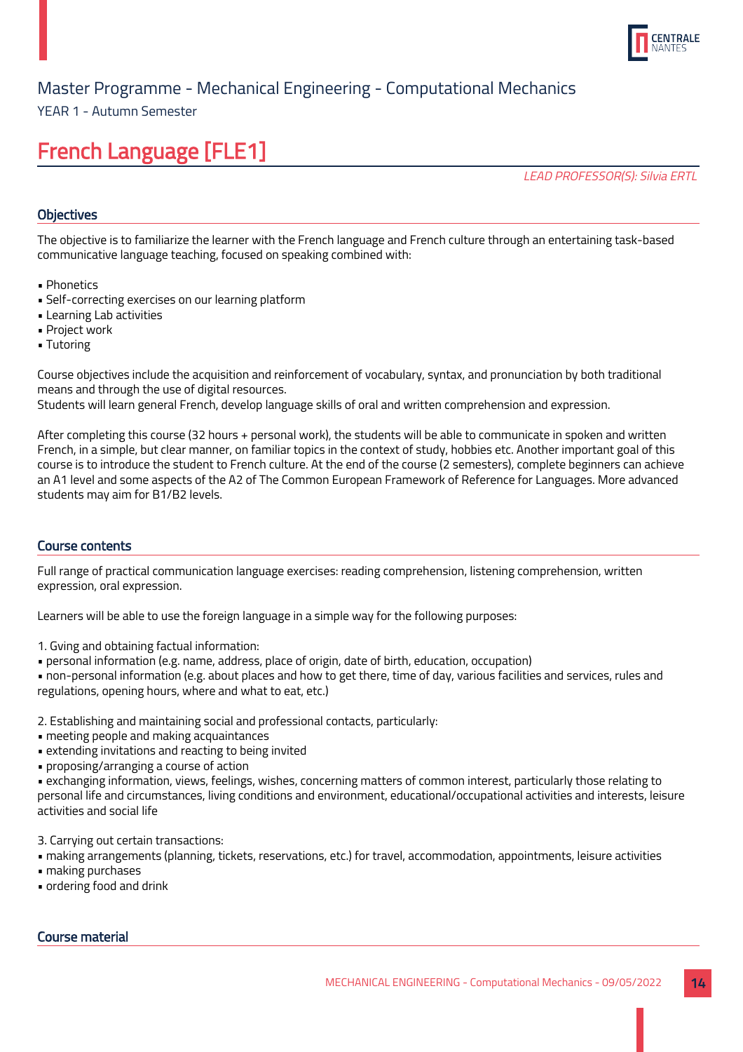Master Programme - Mechanical Engineering - Computational Mechanics

YEAR 1 - Autumn Semester

# French Language [FLE1]

*LEAD PROFESSOR(S): Silvia ERTL*

## Objectives

The objective is to familiarize the learner with the French language and French culture through an entertaining task-based communicative language teaching, focused on speaking combined with:

- Phonetics
- Self-correcting exercises on our learning platform
- Learning Lab activities
- Project work
- Tutoring

Course objectives include the acquisition and reinforcement of vocabulary, syntax, and pronunciation by both traditional means and through the use of digital resources.
Students will learn general French, develop language skills of oral and written comprehension and expression.

After completing this course (32 hours + personal work), the students will be able to communicate in spoken and written French, in a simple, but clear manner, on familiar topics in the context of study, hobbies etc. Another important goal of this course is to introduce the student to French culture. At the end of the course (2 semesters), complete beginners can achieve an A1 level and some aspects of the A2 of The Common European Framework of Reference for Languages. More advanced students may aim for B1/B2 levels.

## Course contents

Full range of practical communication language exercises: reading comprehension, listening comprehension, written expression, oral expression.

Learners will be able to use the foreign language in a simple way for the following purposes:

1. Gving and obtaining factual information:
- personal information (e.g. name, address, place of origin, date of birth, education, occupation)
- non-personal information (e.g. about places and how to get there, time of day, various facilities and services, rules and regulations, opening hours, where and what to eat, etc.)

2. Establishing and maintaining social and professional contacts, particularly:
- meeting people and making acquaintances
- extending invitations and reacting to being invited
- proposing/arranging a course of action
- exchanging information, views, feelings, wishes, concerning matters of common interest, particularly those relating to personal life and circumstances, living conditions and environment, educational/occupational activities and interests, leisure activities and social life

3. Carrying out certain transactions:
- making arrangements (planning, tickets, reservations, etc.) for travel, accommodation, appointments, leisure activities
- making purchases
- ordering food and drink

## Course material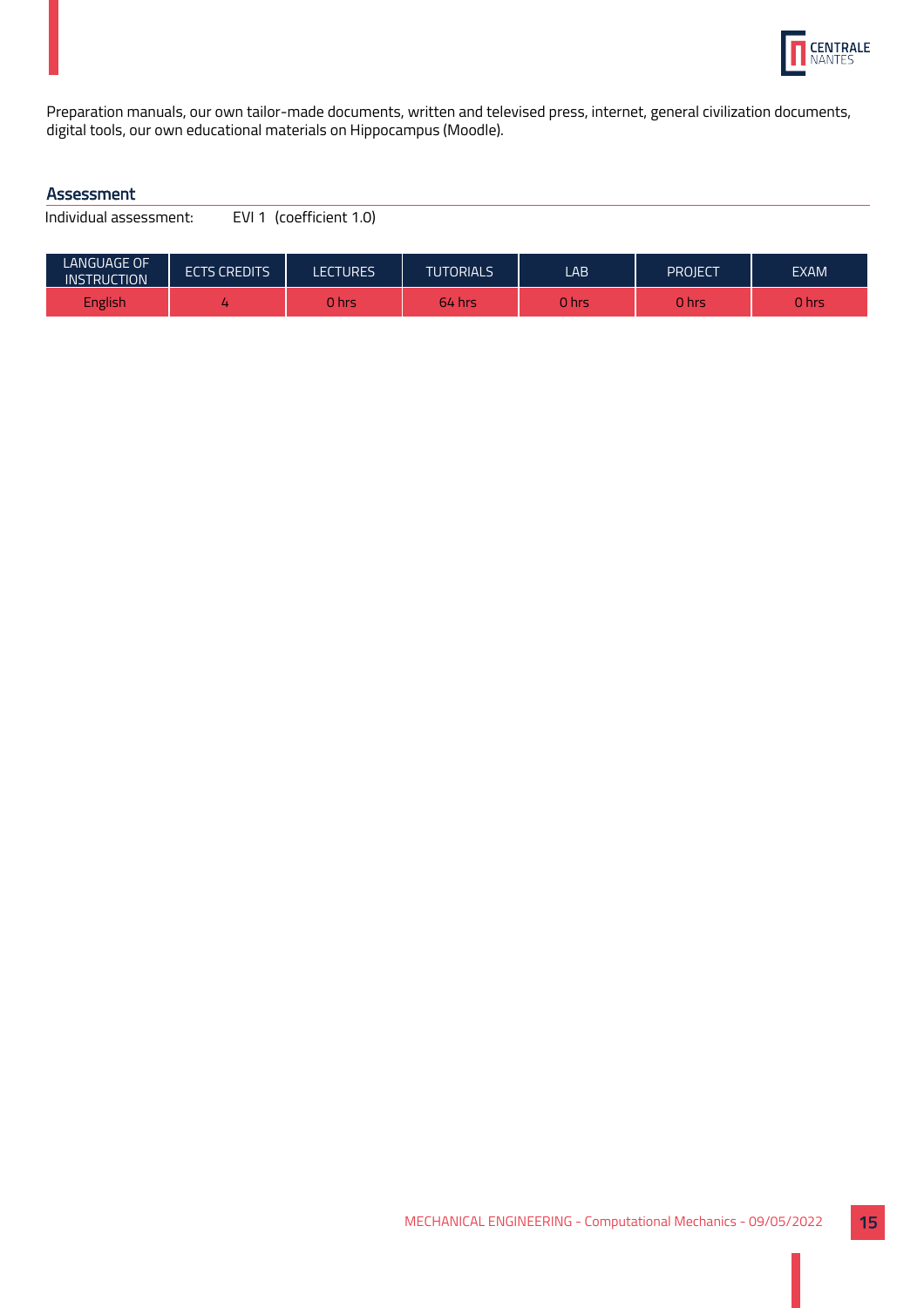Preparation manuals, our own tailor-made documents, written and televised press, internet, general civilization documents, digital tools, our own educational materials on Hippocampus (Moodle).

## Assessment

Individual assessment: EVI 1 (coefficient 1.0)

| LANGUAGE OF INSTRUCTION | ECTS CREDITS | LECTURES | TUTORIALS | LAB | PROJECT | EXAM |
|---|---|---|---|---|---|---|
| English | 4 | 0 hrs | 64 hrs | 0 hrs | 0 hrs | 0 hrs |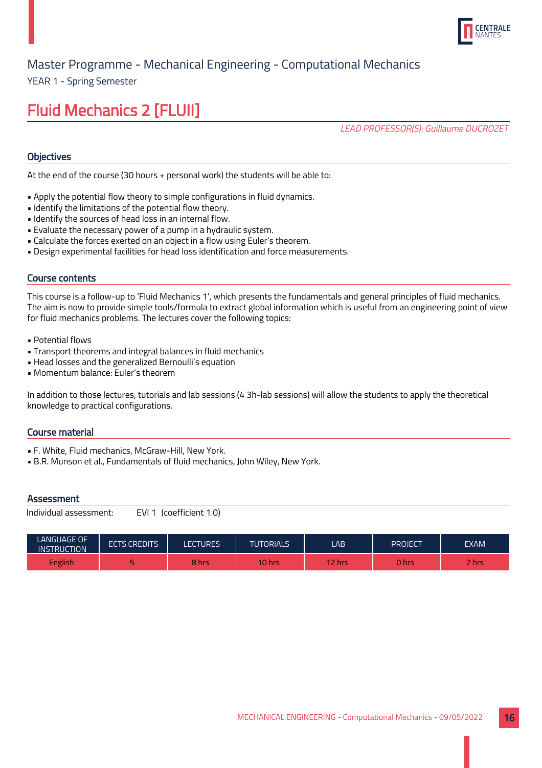Master Programme - Mechanical Engineering - Computational Mechanics

YEAR 1 - Spring Semester

# Fluid Mechanics 2 [FLUII]

*LEAD PROFESSOR(S): Guillaume DUCROZET*

## Objectives

At the end of the course (30 hours + personal work) the students will be able to:

- Apply the potential flow theory to simple configurations in fluid dynamics.
- Identify the limitations of the potential flow theory.
- Identify the sources of head loss in an internal flow.
- Evaluate the necessary power of a pump in a hydraulic system.
- Calculate the forces exerted on an object in a flow using Euler's theorem.
- Design experimental facilities for head loss identification and force measurements.

## Course contents

This course is a follow-up to 'Fluid Mechanics 1', which presents the fundamentals and general principles of fluid mechanics. The aim is now to provide simple tools/formula to extract global information which is useful from an engineering point of view for fluid mechanics problems. The lectures cover the following topics:

- Potential flows
- Transport theorems and integral balances in fluid mechanics
- Head losses and the generalized Bernoulli's equation
- Momentum balance: Euler's theorem

In addition to those lectures, tutorials and lab sessions (4 3h-lab sessions) will allow the students to apply the theoretical knowledge to practical configurations.

## Course material

- F. White, Fluid mechanics, McGraw-Hill, New York.
- B.R. Munson et al., Fundamentals of fluid mechanics, John Wiley, New York.

## Assessment

Individual assessment: EVI 1 (coefficient 1.0)

| LANGUAGE OF INSTRUCTION | ECTS CREDITS | LECTURES | TUTORIALS | LAB | PROJECT | EXAM |
|---|---|---|---|---|---|---|
| English | 5 | 8 hrs | 10 hrs | 12 hrs | 0 hrs | 2 hrs |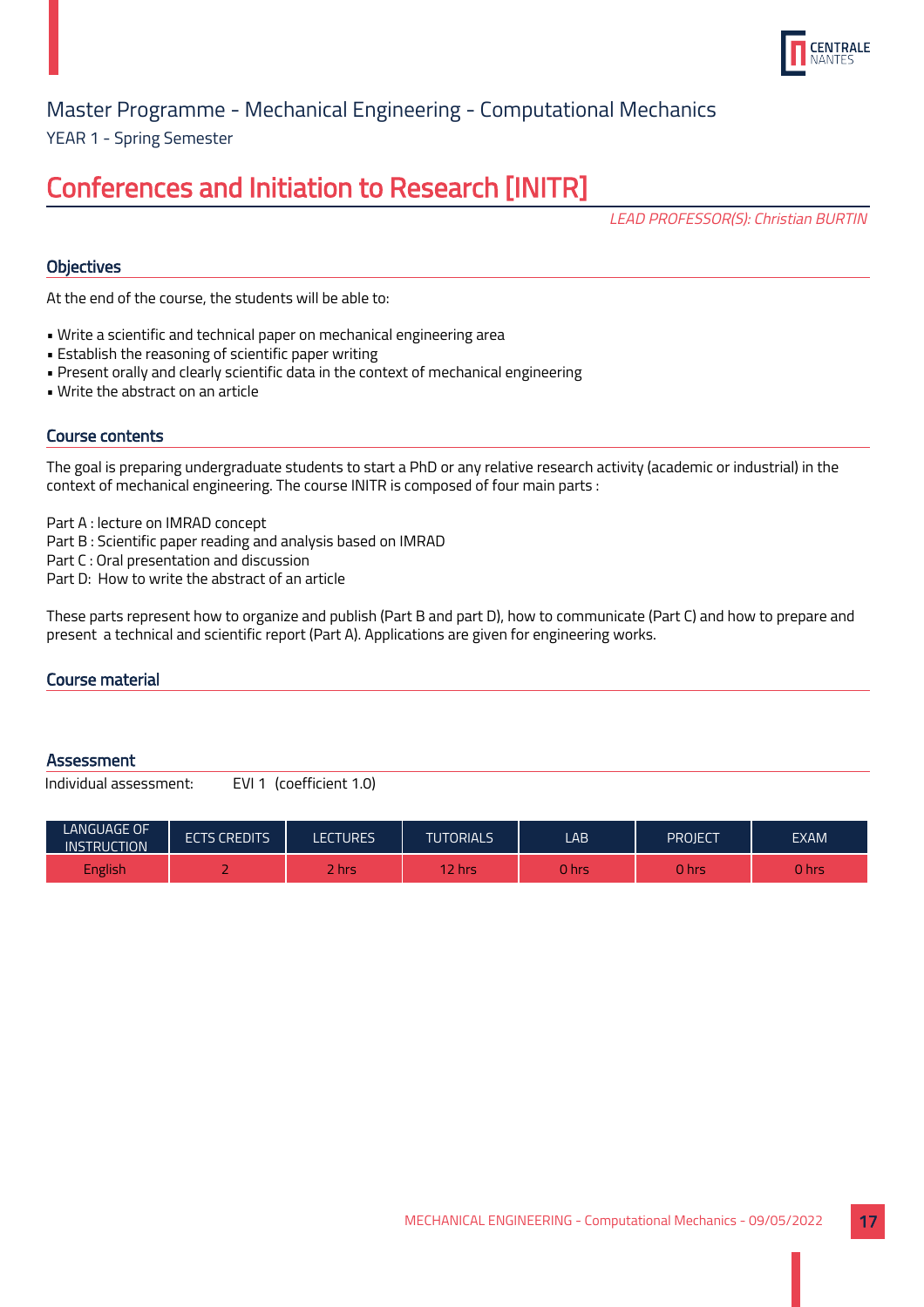Master Programme - Mechanical Engineering - Computational Mechanics

YEAR 1 - Spring Semester

# Conferences and Initiation to Research [INITR]

*LEAD PROFESSOR(S): Christian BURTIN*

## Objectives

At the end of the course, the students will be able to:

- Write a scientific and technical paper on mechanical engineering area
- Establish the reasoning of scientific paper writing
- Present orally and clearly scientific data in the context of mechanical engineering
- Write the abstract on an article

## Course contents

The goal is preparing undergraduate students to start a PhD or any relative research activity (academic or industrial) in the context of mechanical engineering. The course INITR is composed of four main parts :

Part A : lecture on IMRAD concept
Part B : Scientific paper reading and analysis based on IMRAD
Part C : Oral presentation and discussion
Part D: How to write the abstract of an article

These parts represent how to organize and publish (Part B and part D), how to communicate (Part C) and how to prepare and present a technical and scientific report (Part A). Applications are given for engineering works.

## Course material

## Assessment

Individual assessment: EVI 1 (coefficient 1.0)

| LANGUAGE OF INSTRUCTION | ECTS CREDITS | LECTURES | TUTORIALS | LAB | PROJECT | EXAM |
|---|---|---|---|---|---|---|
| English | 2 | 2 hrs | 12 hrs | 0 hrs | 0 hrs | 0 hrs |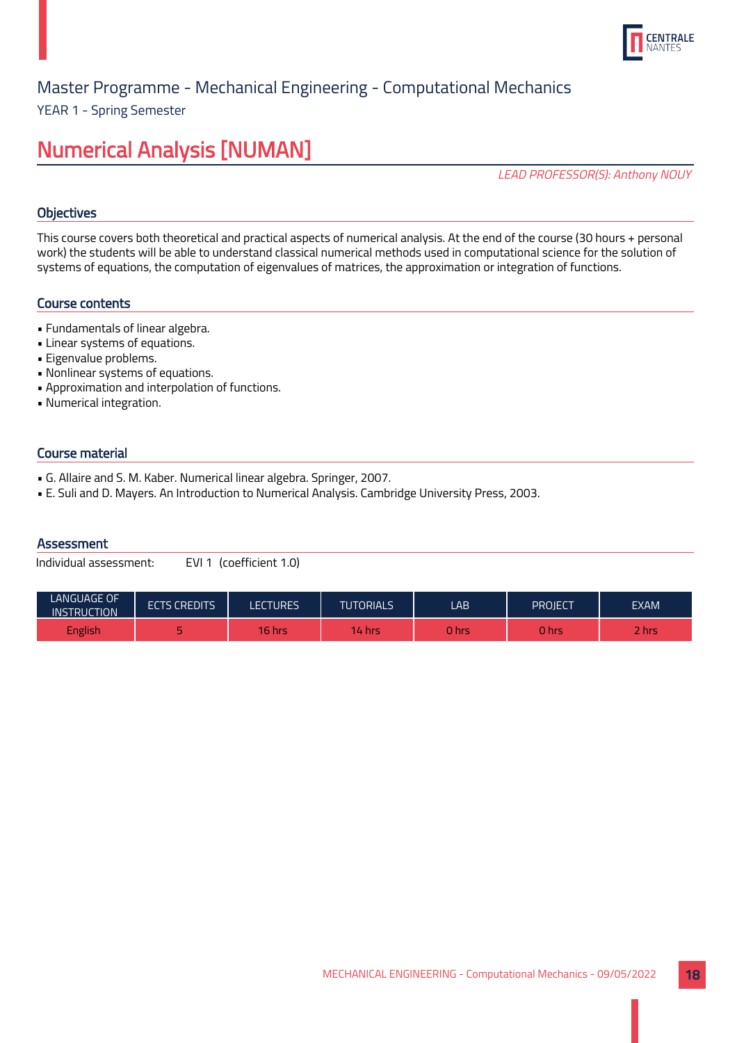Master Programme - Mechanical Engineering - Computational Mechanics

YEAR 1 - Spring Semester

# Numerical Analysis [NUMAN]

*LEAD PROFESSOR(S): Anthony NOUY*

## Objectives

This course covers both theoretical and practical aspects of numerical analysis. At the end of the course (30 hours + personal work) the students will be able to understand classical numerical methods used in computational science for the solution of systems of equations, the computation of eigenvalues of matrices, the approximation or integration of functions.

## Course contents

- Fundamentals of linear algebra.
- Linear systems of equations.
- Eigenvalue problems.
- Nonlinear systems of equations.
- Approximation and interpolation of functions.
- Numerical integration.

## Course material

- G. Allaire and S. M. Kaber. Numerical linear algebra. Springer, 2007.
- E. Suli and D. Mayers. An Introduction to Numerical Analysis. Cambridge University Press, 2003.

## Assessment

Individual assessment: EVI 1 (coefficient 1.0)

| LANGUAGE OF INSTRUCTION | ECTS CREDITS | LECTURES | TUTORIALS | LAB | PROJECT | EXAM |
|---|---|---|---|---|---|---|
| English | 5 | 16 hrs | 14 hrs | 0 hrs | 0 hrs | 2 hrs |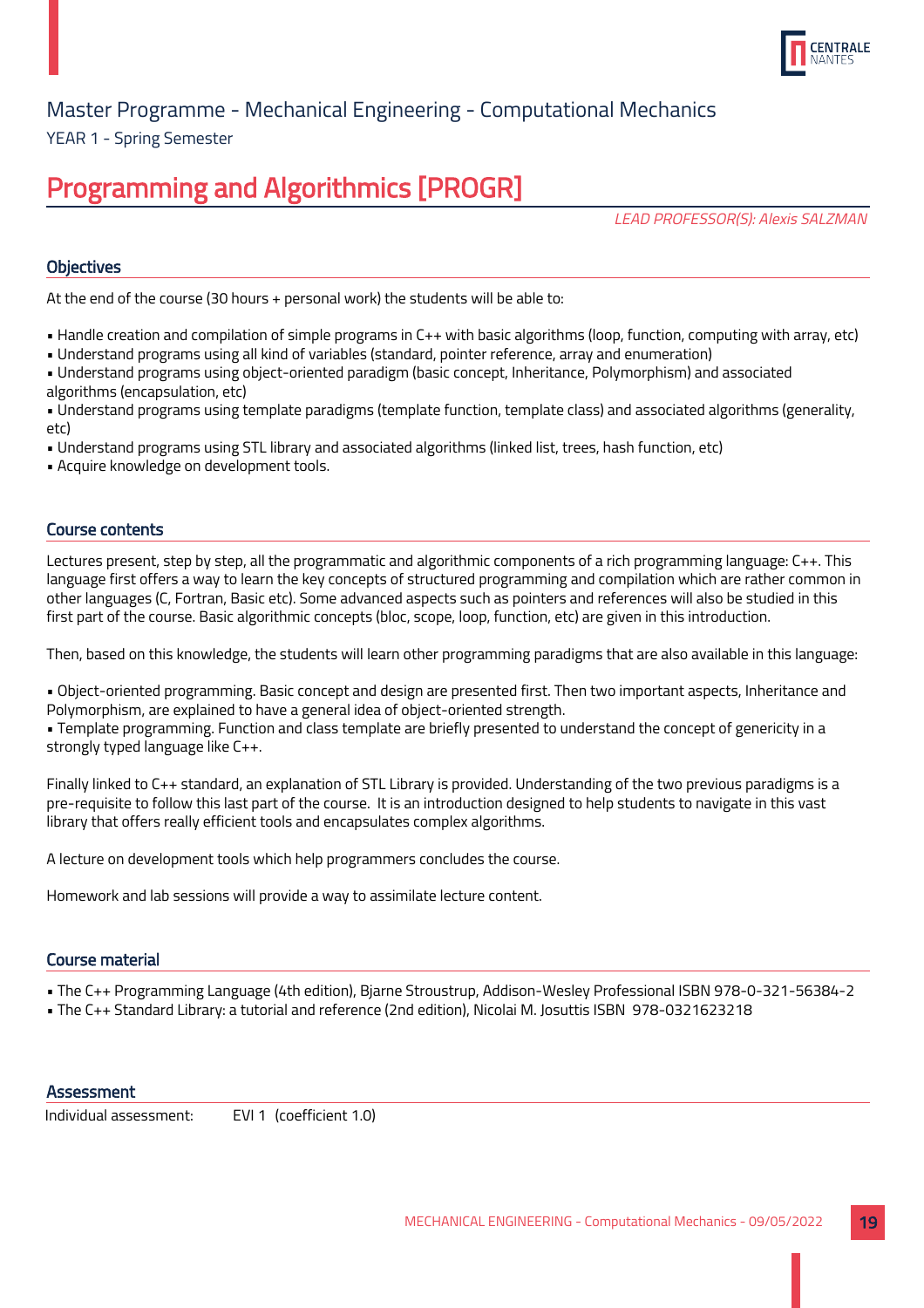Master Programme - Mechanical Engineering - Computational Mechanics

YEAR 1 - Spring Semester

# Programming and Algorithmics [PROGR]

*LEAD PROFESSOR(S): Alexis SALZMAN*

## Objectives

At the end of the course (30 hours + personal work) the students will be able to:

- Handle creation and compilation of simple programs in C++ with basic algorithms (loop, function, computing with array, etc)
- Understand programs using all kind of variables (standard, pointer reference, array and enumeration)
- Understand programs using object-oriented paradigm (basic concept, Inheritance, Polymorphism) and associated algorithms (encapsulation, etc)
- Understand programs using template paradigms (template function, template class) and associated algorithms (generality, etc)
- Understand programs using STL library and associated algorithms (linked list, trees, hash function, etc)
- Acquire knowledge on development tools.

## Course contents

Lectures present, step by step, all the programmatic and algorithmic components of a rich programming language: C++. This language first offers a way to learn the key concepts of structured programming and compilation which are rather common in other languages (C, Fortran, Basic etc). Some advanced aspects such as pointers and references will also be studied in this first part of the course. Basic algorithmic concepts (bloc, scope, loop, function, etc) are given in this introduction.

Then, based on this knowledge, the students will learn other programming paradigms that are also available in this language:

- Object-oriented programming. Basic concept and design are presented first. Then two important aspects, Inheritance and Polymorphism, are explained to have a general idea of object-oriented strength.
- Template programming. Function and class template are briefly presented to understand the concept of genericity in a strongly typed language like C++.

Finally linked to C++ standard, an explanation of STL Library is provided. Understanding of the two previous paradigms is a pre-requisite to follow this last part of the course. It is an introduction designed to help students to navigate in this vast library that offers really efficient tools and encapsulates complex algorithms.

A lecture on development tools which help programmers concludes the course.

Homework and lab sessions will provide a way to assimilate lecture content.

## Course material

- The C++ Programming Language (4th edition), Bjarne Stroustrup, Addison-Wesley Professional ISBN 978-0-321-56384-2
- The C++ Standard Library: a tutorial and reference (2nd edition), Nicolai M. Josuttis ISBN 978-0321623218

## Assessment

Individual assessment: EVI 1 (coefficient 1.0)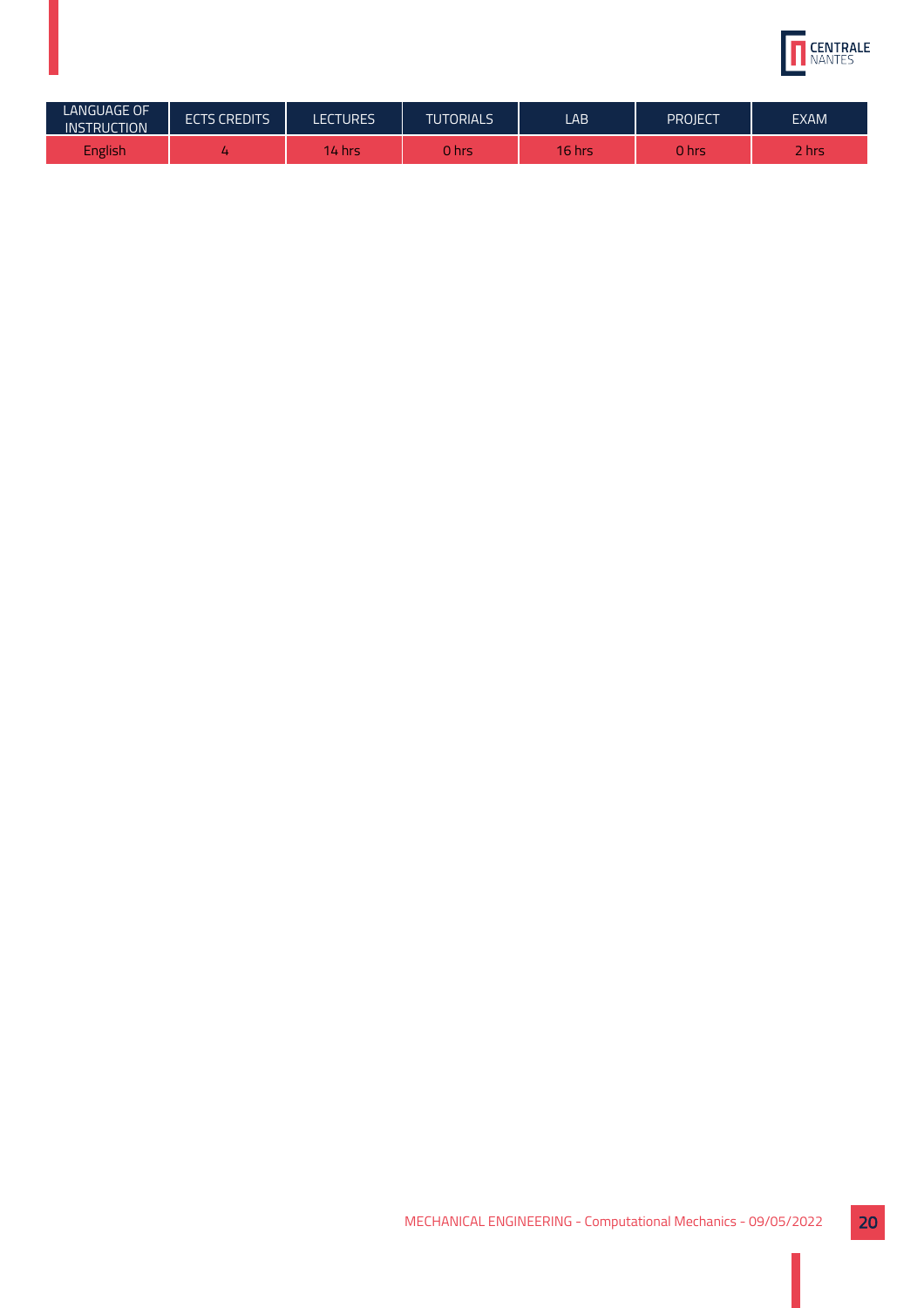| LANGUAGE OF INSTRUCTION | ECTS CREDITS | LECTURES | TUTORIALS | LAB | PROJECT | EXAM |
|---|---|---|---|---|---|---|
| English | 4 | 14 hrs | 0 hrs | 16 hrs | 0 hrs | 2 hrs |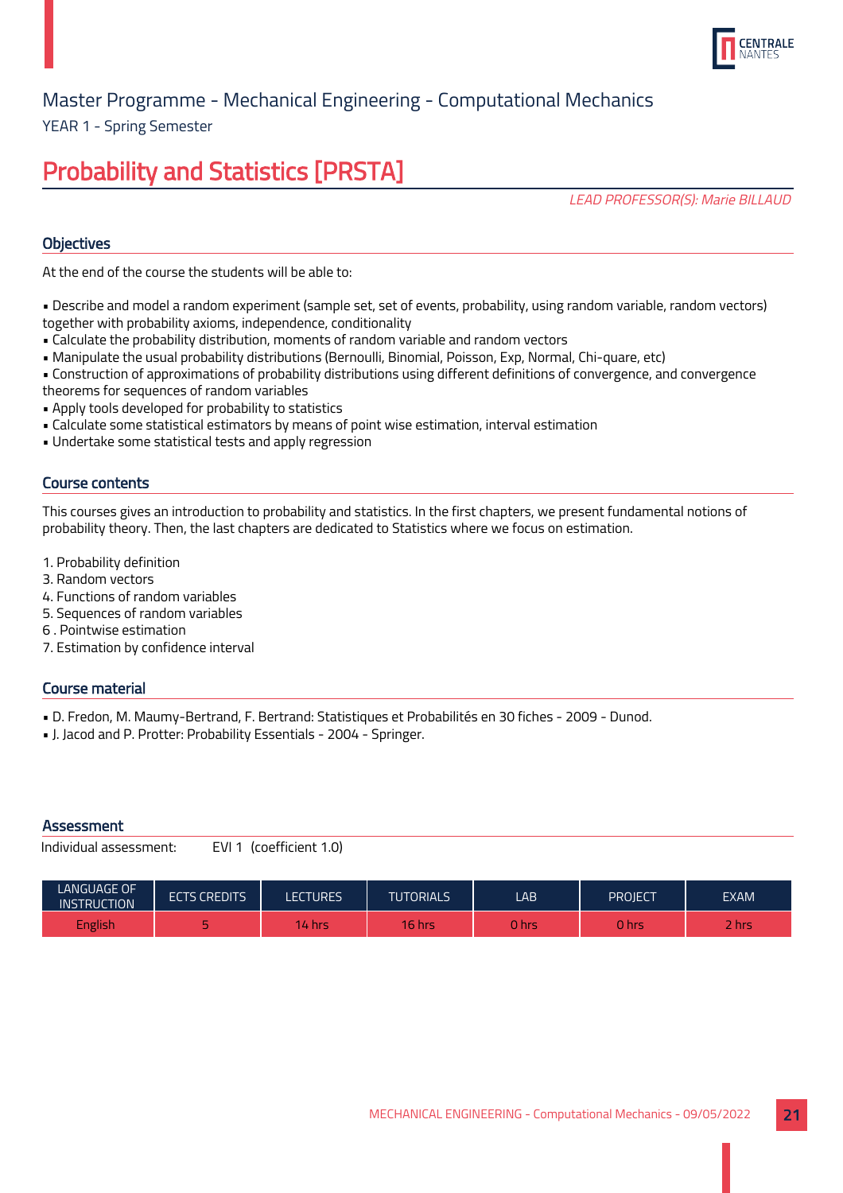Master Programme - Mechanical Engineering - Computational Mechanics

YEAR 1 - Spring Semester

# Probability and Statistics [PRSTA]

*LEAD PROFESSOR(S): Marie BILLAUD*

## Objectives

At the end of the course the students will be able to:

- Describe and model a random experiment (sample set, set of events, probability, using random variable, random vectors) together with probability axioms, independence, conditionality
- Calculate the probability distribution, moments of random variable and random vectors
- Manipulate the usual probability distributions (Bernoulli, Binomial, Poisson, Exp, Normal, Chi-quare, etc)
- Construction of approximations of probability distributions using different definitions of convergence, and convergence theorems for sequences of random variables
- Apply tools developed for probability to statistics
- Calculate some statistical estimators by means of point wise estimation, interval estimation
- Undertake some statistical tests and apply regression

## Course contents

This courses gives an introduction to probability and statistics. In the first chapters, we present fundamental notions of probability theory. Then, the last chapters are dedicated to Statistics where we focus on estimation.

1. Probability definition
3. Random vectors
4. Functions of random variables
5. Sequences of random variables
6 . Pointwise estimation
7. Estimation by confidence interval

## Course material

- D. Fredon, M. Maumy-Bertrand, F. Bertrand: Statistiques et Probabilités en 30 fiches - 2009 - Dunod.
- J. Jacod and P. Protter: Probability Essentials - 2004 - Springer.

## Assessment

Individual assessment: EVI 1 (coefficient 1.0)

| LANGUAGE OF INSTRUCTION | ECTS CREDITS | LECTURES | TUTORIALS | LAB | PROJECT | EXAM |
|---|---|---|---|---|---|---|
| English | 5 | 14 hrs | 16 hrs | 0 hrs | 0 hrs | 2 hrs |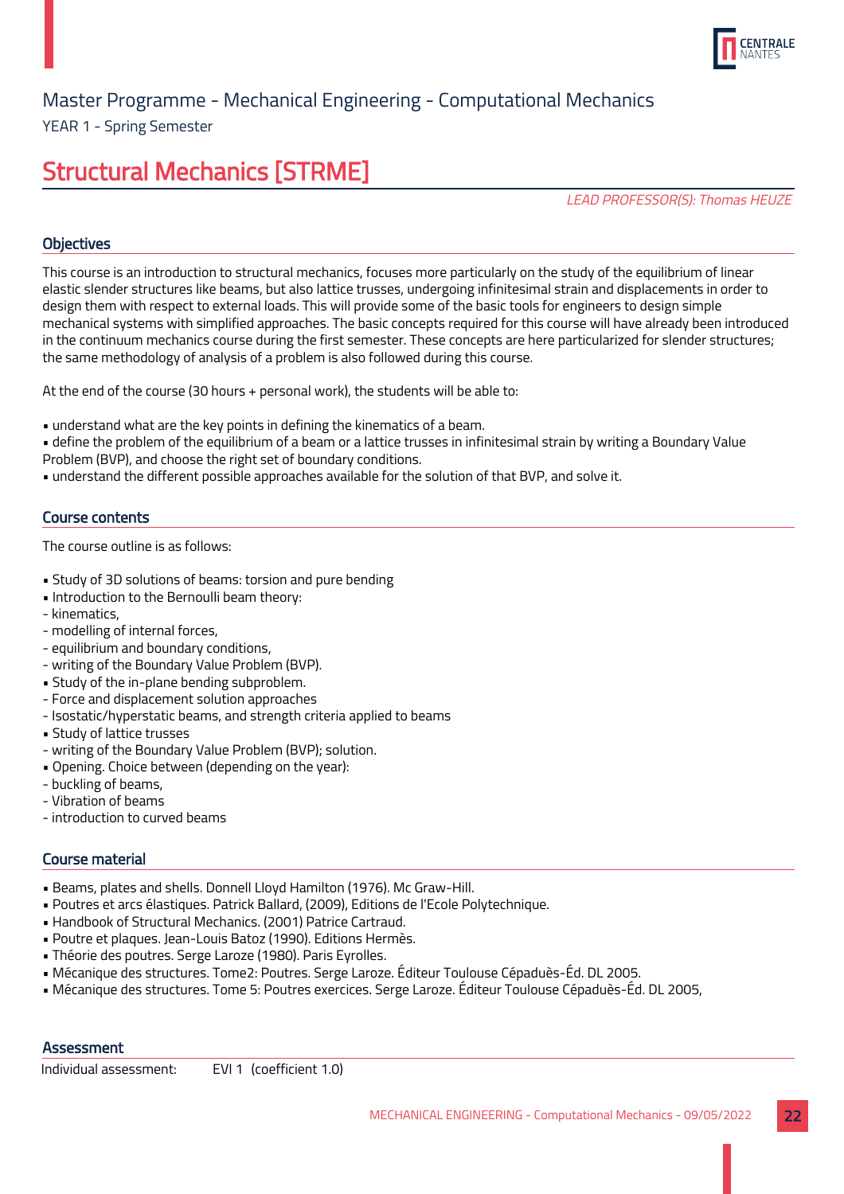Master Programme - Mechanical Engineering - Computational Mechanics

YEAR 1 - Spring Semester

# Structural Mechanics [STRME]

*LEAD PROFESSOR(S): Thomas HEUZE*

## Objectives

This course is an introduction to structural mechanics, focuses more particularly on the study of the equilibrium of linear elastic slender structures like beams, but also lattice trusses, undergoing infinitesimal strain and displacements in order to design them with respect to external loads. This will provide some of the basic tools for engineers to design simple mechanical systems with simplified approaches. The basic concepts required for this course will have already been introduced in the continuum mechanics course during the first semester. These concepts are here particularized for slender structures; the same methodology of analysis of a problem is also followed during this course.

At the end of the course (30 hours + personal work), the students will be able to:

- understand what are the key points in defining the kinematics of a beam.
- define the problem of the equilibrium of a beam or a lattice trusses in infinitesimal strain by writing a Boundary Value Problem (BVP), and choose the right set of boundary conditions.
- understand the different possible approaches available for the solution of that BVP, and solve it.

## Course contents

The course outline is as follows:

- Study of 3D solutions of beams: torsion and pure bending
- Introduction to the Bernoulli beam theory:
  - kinematics,
  - modelling of internal forces,
  - equilibrium and boundary conditions,
  - writing of the Boundary Value Problem (BVP).
- Study of the in-plane bending subproblem.
  - Force and displacement solution approaches
  - Isostatic/hyperstatic beams, and strength criteria applied to beams
- Study of lattice trusses
  - writing of the Boundary Value Problem (BVP); solution.
- Opening. Choice between (depending on the year):
  - buckling of beams,
  - Vibration of beams
  - introduction to curved beams

## Course material

- Beams, plates and shells. Donnell Lloyd Hamilton (1976). Mc Graw-Hill.
- Poutres et arcs élastiques. Patrick Ballard, (2009), Editions de l'Ecole Polytechnique.
- Handbook of Structural Mechanics. (2001) Patrice Cartraud.
- Poutre et plaques. Jean-Louis Batoz (1990). Editions Hermès.
- Théorie des poutres. Serge Laroze (1980). Paris Eyrolles.
- Mécanique des structures. Tome2: Poutres. Serge Laroze. Éditeur Toulouse Cépaduès-Éd. DL 2005.
- Mécanique des structures. Tome 5: Poutres exercices. Serge Laroze. Éditeur Toulouse Cépaduès-Éd. DL 2005,

## Assessment

Individual assessment: EVI 1 (coefficient 1.0)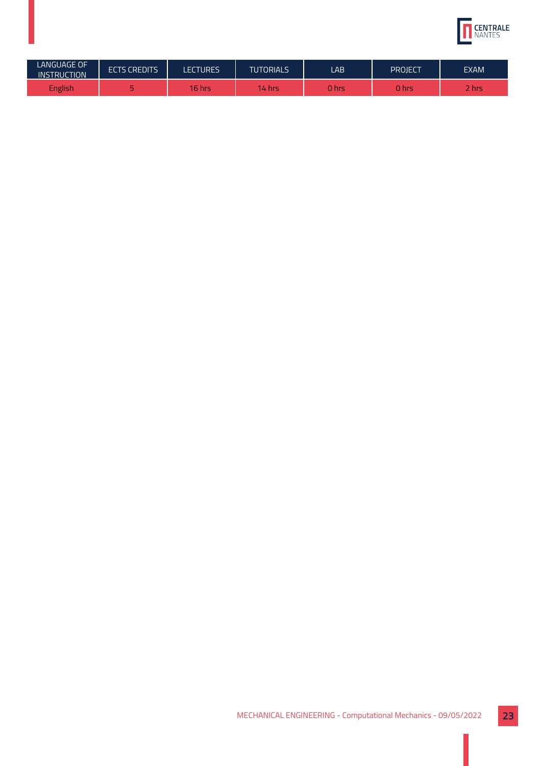| LANGUAGE OF INSTRUCTION | ECTS CREDITS | LECTURES | TUTORIALS | LAB | PROJECT | EXAM |
| --- | --- | --- | --- | --- | --- | --- |
| English | 5 | 16 hrs | 14 hrs | 0 hrs | 0 hrs | 2 hrs |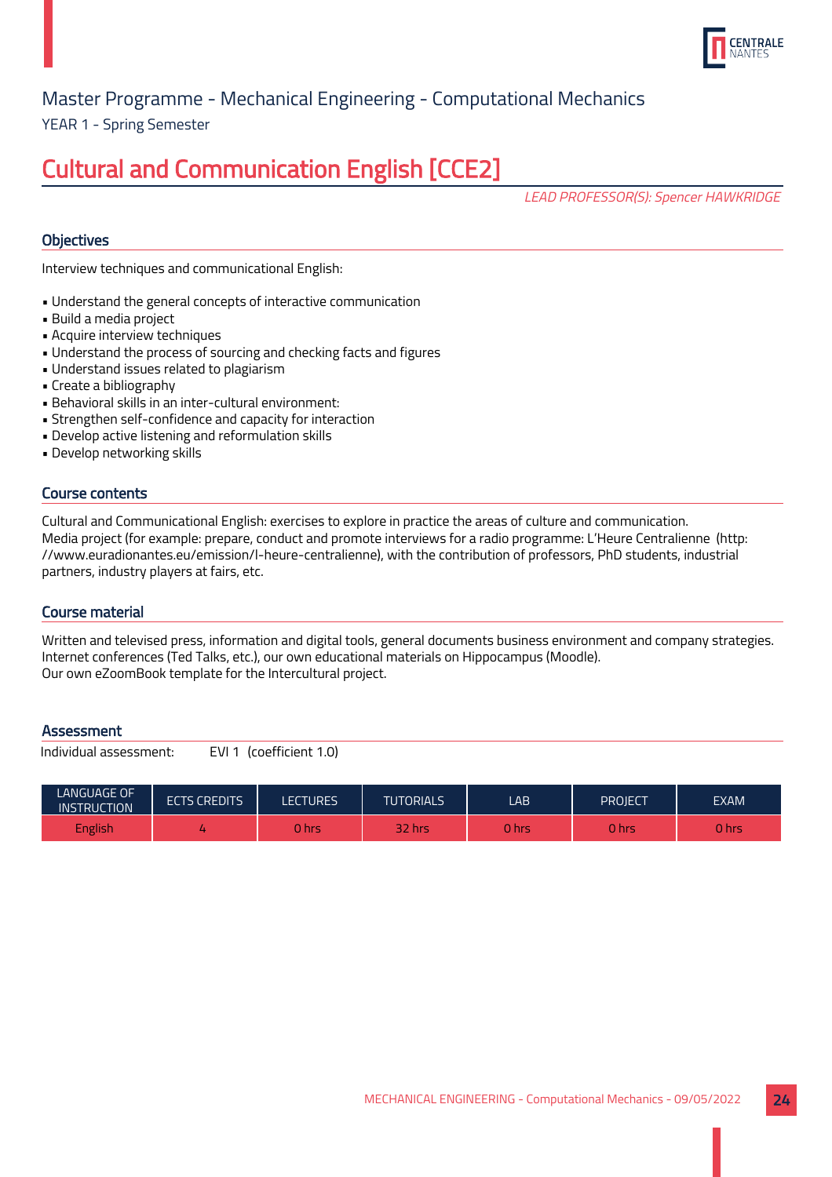Master Programme - Mechanical Engineering - Computational Mechanics

YEAR 1 - Spring Semester

# Cultural and Communication English [CCE2]

*LEAD PROFESSOR(S): Spencer HAWKRIDGE*

## Objectives

Interview techniques and communicational English:

- Understand the general concepts of interactive communication
- Build a media project
- Acquire interview techniques
- Understand the process of sourcing and checking facts and figures
- Understand issues related to plagiarism
- Create a bibliography
- Behavioral skills in an inter-cultural environment:
- Strengthen self-confidence and capacity for interaction
- Develop active listening and reformulation skills
- Develop networking skills

## Course contents

Cultural and Communicational English: exercises to explore in practice the areas of culture and communication.
Media project (for example: prepare, conduct and promote interviews for a radio programme: L'Heure Centralienne (http://www.euradionantes.eu/emission/l-heure-centralienne), with the contribution of professors, PhD students, industrial partners, industry players at fairs, etc.

## Course material

Written and televised press, information and digital tools, general documents business environment and company strategies.
Internet conferences (Ted Talks, etc.), our own educational materials on Hippocampus (Moodle).
Our own eZoomBook template for the Intercultural project.

## Assessment

Individual assessment: EVI 1 (coefficient 1.0)

| LANGUAGE OF INSTRUCTION | ECTS CREDITS | LECTURES | TUTORIALS | LAB | PROJECT | EXAM |
|---|---|---|---|---|---|---|
| English | 4 | 0 hrs | 32 hrs | 0 hrs | 0 hrs | 0 hrs |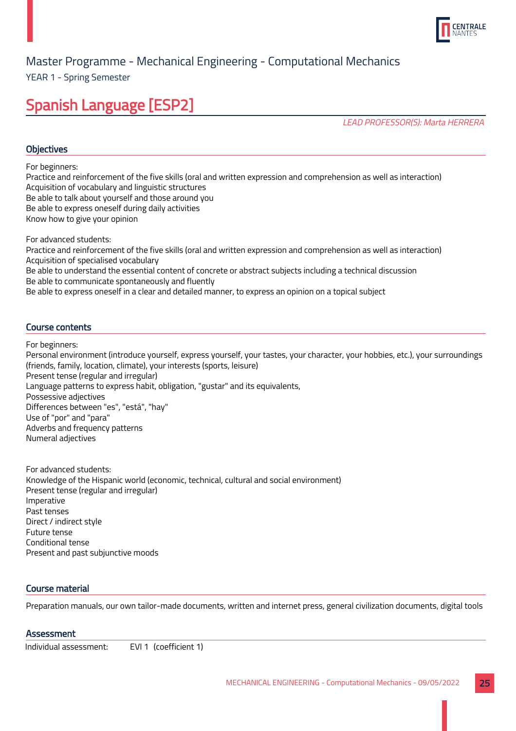Master Programme - Mechanical Engineering - Computational Mechanics

YEAR 1 - Spring Semester

# Spanish Language [ESP2]

*LEAD PROFESSOR(S): Marta HERRERA*

## Objectives

For beginners:
Practice and reinforcement of the five skills (oral and written expression and comprehension as well as interaction)
Acquisition of vocabulary and linguistic structures
Be able to talk about yourself and those around you
Be able to express oneself during daily activities
Know how to give your opinion

For advanced students:
Practice and reinforcement of the five skills (oral and written expression and comprehension as well as interaction)
Acquisition of specialised vocabulary
Be able to understand the essential content of concrete or abstract subjects including a technical discussion
Be able to communicate spontaneously and fluently
Be able to express oneself in a clear and detailed manner, to express an opinion on a topical subject

## Course contents

For beginners:
Personal environment (introduce yourself, express yourself, your tastes, your character, your hobbies, etc.), your surroundings (friends, family, location, climate), your interests (sports, leisure)
Present tense (regular and irregular)
Language patterns to express habit, obligation, "gustar" and its equivalents,
Possessive adjectives
Differences between "es", "está", "hay"
Use of "por" and "para"
Adverbs and frequency patterns
Numeral adjectives

For advanced students:
Knowledge of the Hispanic world (economic, technical, cultural and social environment)
Present tense (regular and irregular)
Imperative
Past tenses
Direct / indirect style
Future tense
Conditional tense
Present and past subjunctive moods

## Course material

Preparation manuals, our own tailor-made documents, written and internet press, general civilization documents, digital tools

## Assessment

Individual assessment: EVI 1 (coefficient 1)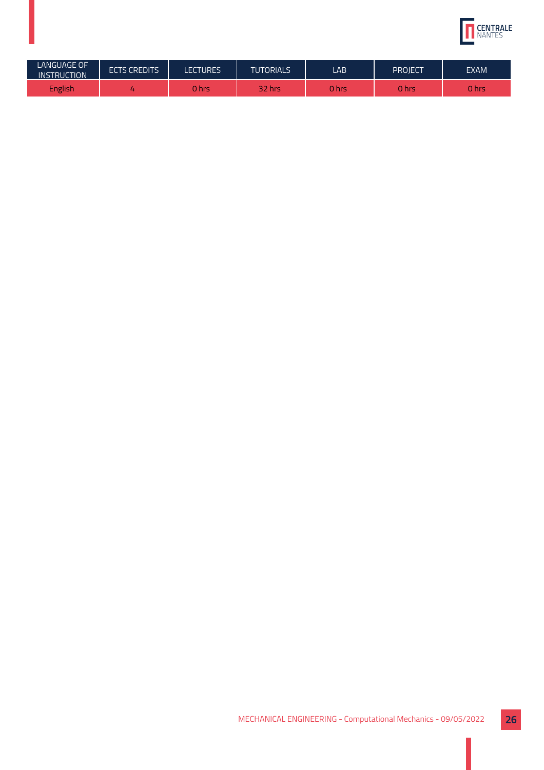| LANGUAGE OF INSTRUCTION | ECTS CREDITS | LECTURES | TUTORIALS | LAB | PROJECT | EXAM |
|---|---|---|---|---|---|---|
| English | 4 | 0 hrs | 32 hrs | 0 hrs | 0 hrs | 0 hrs |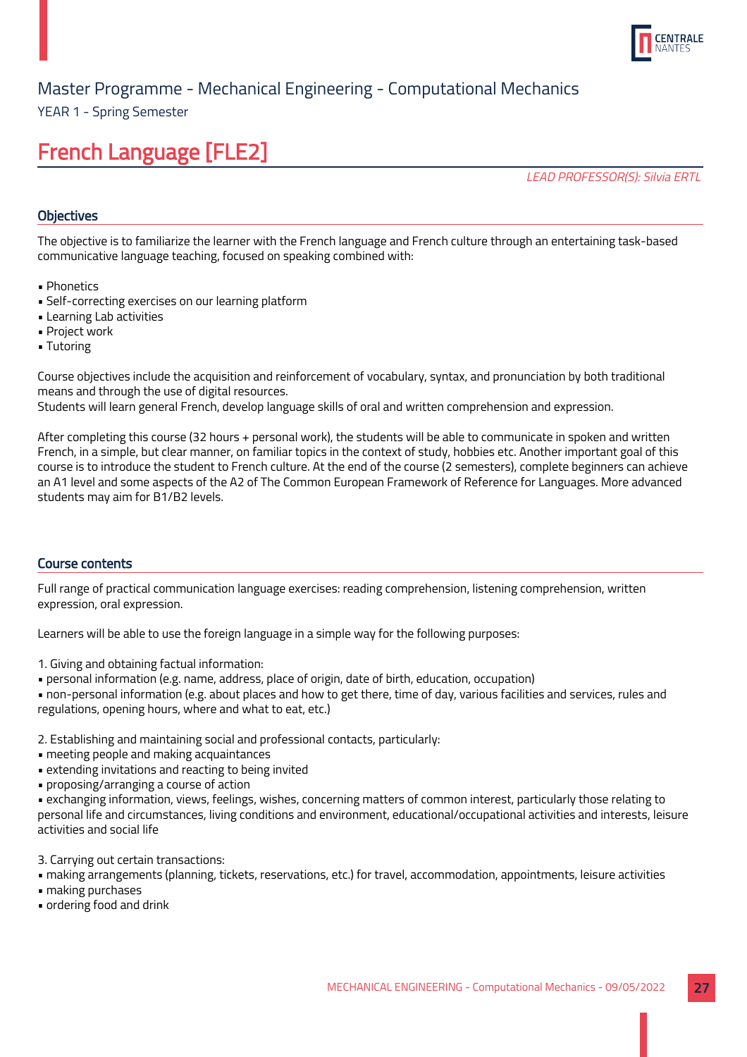Master Programme - Mechanical Engineering - Computational Mechanics

YEAR 1 - Spring Semester

# French Language [FLE2]

*LEAD PROFESSOR(S): Silvia ERTL*

## Objectives

The objective is to familiarize the learner with the French language and French culture through an entertaining task-based communicative language teaching, focused on speaking combined with:

- Phonetics
- Self-correcting exercises on our learning platform
- Learning Lab activities
- Project work
- Tutoring

Course objectives include the acquisition and reinforcement of vocabulary, syntax, and pronunciation by both traditional means and through the use of digital resources.
Students will learn general French, develop language skills of oral and written comprehension and expression.

After completing this course (32 hours + personal work), the students will be able to communicate in spoken and written French, in a simple, but clear manner, on familiar topics in the context of study, hobbies etc. Another important goal of this course is to introduce the student to French culture. At the end of the course (2 semesters), complete beginners can achieve an A1 level and some aspects of the A2 of The Common European Framework of Reference for Languages. More advanced students may aim for B1/B2 levels.

## Course contents

Full range of practical communication language exercises: reading comprehension, listening comprehension, written expression, oral expression.

Learners will be able to use the foreign language in a simple way for the following purposes:

1. Giving and obtaining factual information:
- personal information (e.g. name, address, place of origin, date of birth, education, occupation)
- non-personal information (e.g. about places and how to get there, time of day, various facilities and services, rules and regulations, opening hours, where and what to eat, etc.)

2. Establishing and maintaining social and professional contacts, particularly:
- meeting people and making acquaintances
- extending invitations and reacting to being invited
- proposing/arranging a course of action
- exchanging information, views, feelings, wishes, concerning matters of common interest, particularly those relating to personal life and circumstances, living conditions and environment, educational/occupational activities and interests, leisure activities and social life

3. Carrying out certain transactions:
- making arrangements (planning, tickets, reservations, etc.) for travel, accommodation, appointments, leisure activities
- making purchases
- ordering food and drink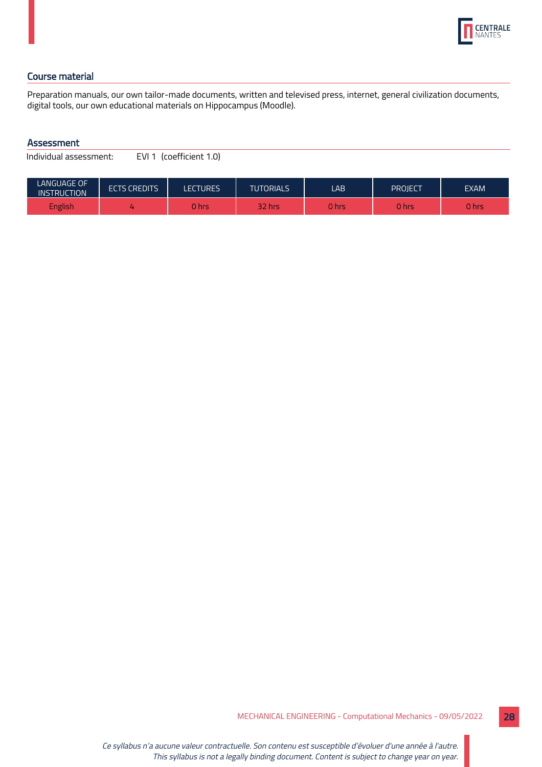## Course material

Preparation manuals, our own tailor-made documents, written and televised press, internet, general civilization documents, digital tools, our own educational materials on Hippocampus (Moodle).

## Assessment

Individual assessment: EVI 1 (coefficient 1.0)

| LANGUAGE OF INSTRUCTION | ECTS CREDITS | LECTURES | TUTORIALS | LAB | PROJECT | EXAM |
|---|---|---|---|---|---|---|
| English | 4 | 0 hrs | 32 hrs | 0 hrs | 0 hrs | 0 hrs |

*Ce syllabus n'a aucune valeur contractuelle. Son contenu est susceptible d'évoluer d'une année à l'autre.*
*This syllabus is not a legally binding document. Content is subject to change year on year.*